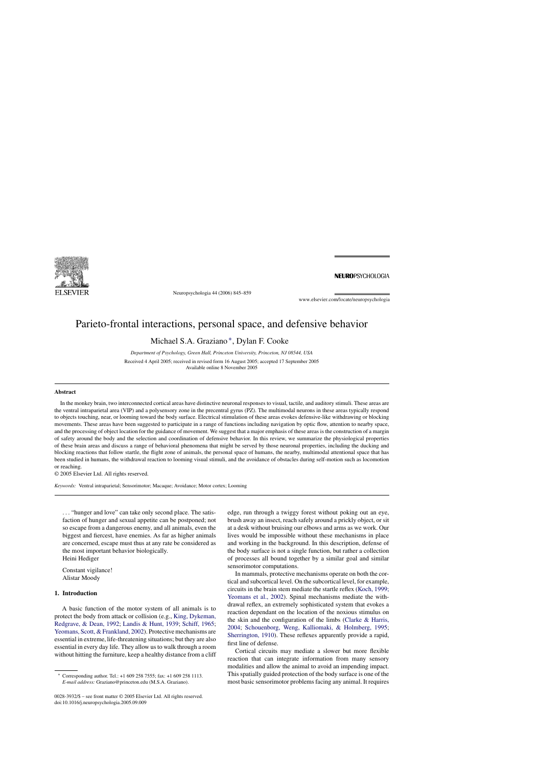# Parieto-frontal interactions, personal space, and defensive behavior

Michael S.A. Graziano*, Dylan F. Cooke

*Department of Psychology, Green Hall, Princeton University, Princeton, NJ 08544, USA*

Received 4 April 2005; received in revised form 16 August 2005; accepted 17 September 2005
Available online 8 November 2005

## Abstract

In the monkey brain, two interconnected cortical areas have distinctive neuronal responses to visual, tactile, and auditory stimuli. These areas are the ventral intraparietal area (VIP) and a polysensory zone in the precentral gyrus (PZ). The multimodal neurons in these areas typically respond to objects touching, near, or looming toward the body surface. Electrical stimulation of these areas evokes defensive-like withdrawing or blocking movements. These areas have been suggested to participate in a range of functions including navigation by optic flow, attention to nearby space, and the processing of object location for the guidance of movement. We suggest that a major emphasis of these areas is the construction of a margin of safety around the body and the selection and coordination of defensive behavior. In this review, we summarize the physiological properties of these brain areas and discuss a range of behavioral phenomena that might be served by those neuronal properties, including the ducking and blocking reactions that follow startle, the flight zone of animals, the personal space of humans, the nearby, multimodal attentional space that has been studied in humans, the withdrawal reaction to looming visual stimuli, and the avoidance of obstacles during self-motion such as locomotion or reaching.

© 2005 Elsevier Ltd. All rights reserved.

*Keywords:* Ventral intraparietal; Sensorimotor; Macaque; Avoidance; Motor cortex; Looming

> ... "hunger and love" can take only second place. The satisfaction of hunger and sexual appetite can be postponed; not so escape from a dangerous enemy, and all animals, even the biggest and fiercest, have enemies. As far as higher animals are concerned, escape must thus at any rate be considered as the most important behavior biologically.
> Heini Hediger

> Constant vigilance!
> Alistar Moody

## 1. Introduction

A basic function of the motor system of all animals is to protect the body from attack or collision (e.g., King, Dykeman, Redgrave, & Dean, 1992; Landis & Hunt, 1939; Schiff, 1965; Yeomans, Scott, & Frankland, 2002). Protective mechanisms are essential in extreme, life-threatening situations; but they are also essential in every day life. They allow us to walk through a room without hitting the furniture, keep a healthy distance from a cliff edge, run through a twiggy forest without poking out an eye, brush away an insect, reach safely around a prickly object, or sit at a desk without bruising our elbows and arms as we work. Our lives would be impossible without these mechanisms in place and working in the background. In this description, defense of the body surface is not a single function, but rather a collection of processes all bound together by a similar goal and similar sensorimotor computations.

In mammals, protective mechanisms operate on both the cortical and subcortical level. On the subcortical level, for example, circuits in the brain stem mediate the startle reflex (Koch, 1999; Yeomans et al., 2002). Spinal mechanisms mediate the withdrawal reflex, an extremely sophisticated system that evokes a reaction dependant on the location of the noxious stimulus on the skin and the configuration of the limbs (Clarke & Harris, 2004; Schouenborg, Weng, Kalliomaki, & Holmberg, 1995; Sherrington, 1910). These reflexes apparently provide a rapid, first line of defense.

Cortical circuits may mediate a slower but more flexible reaction that can integrate information from many sensory modalities and allow the animal to avoid an impending impact. This spatially guided protection of the body surface is one of the most basic sensorimotor problems facing any animal. It requires

* Corresponding author. Tel.: +1 609 258 7555; fax: +1 609 258 1113. *E-mail address:* Graziano@princeton.edu (M.S.A. Graziano).

0028-3932/$ – see front matter © 2005 Elsevier Ltd. All rights reserved.
doi:10.1016/j.neuropsychologia.2005.09.009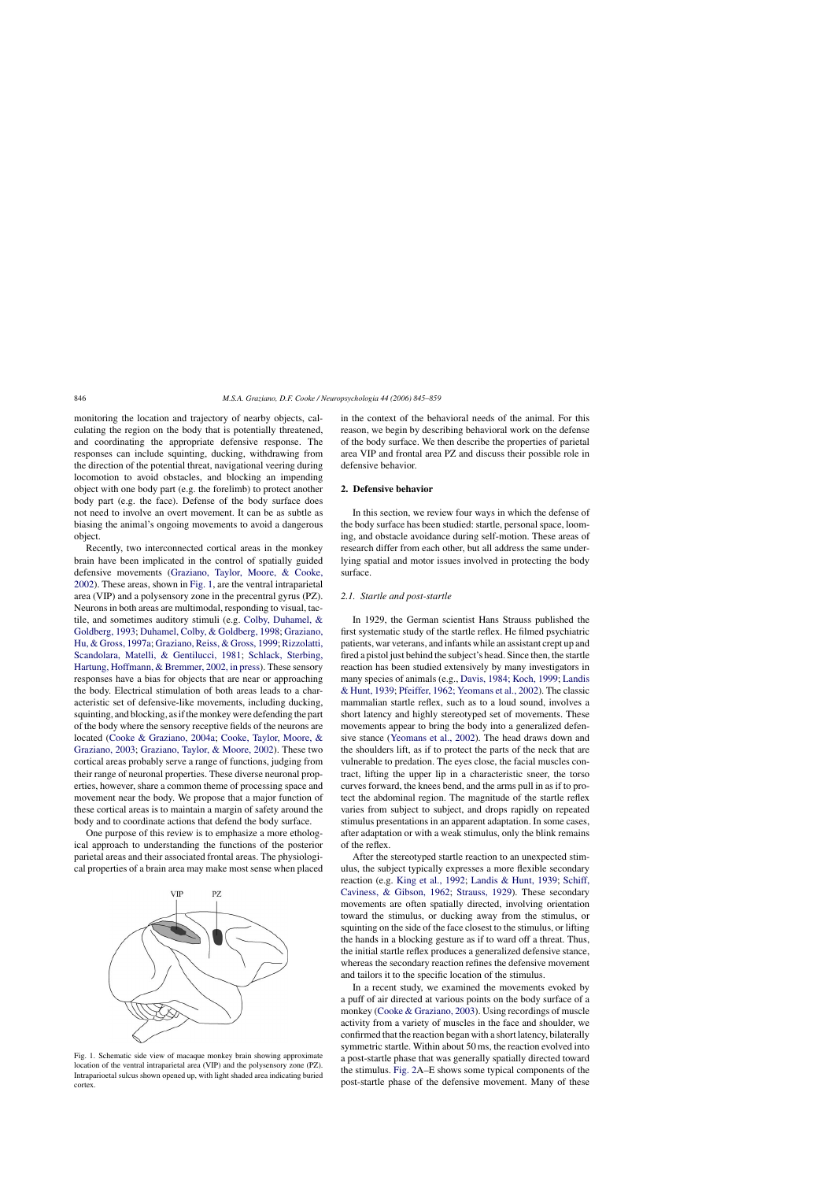monitoring the location and trajectory of nearby objects, calculating the region on the body that is potentially threatened, and coordinating the appropriate defensive response. The responses can include squinting, ducking, withdrawing from the direction of the potential threat, navigational veering during locomotion to avoid obstacles, and blocking an impending object with one body part (e.g. the forelimb) to protect another body part (e.g. the face). Defense of the body surface does not need to involve an overt movement. It can be as subtle as biasing the animal's ongoing movements to avoid a dangerous object.

Recently, two interconnected cortical areas in the monkey brain have been implicated in the control of spatially guided defensive movements (Graziano, Taylor, Moore, & Cooke, 2002). These areas, shown in Fig. 1, are the ventral intraparietal area (VIP) and a polysensory zone in the precentral gyrus (PZ). Neurons in both areas are multimodal, responding to visual, tactile, and sometimes auditory stimuli (e.g. Colby, Duhamel, & Goldberg, 1993; Duhamel, Colby, & Goldberg, 1998; Graziano, Hu, & Gross, 1997a; Graziano, Reiss, & Gross, 1999; Rizzolatti, Scandolara, Matelli, & Gentilucci, 1981; Schlack, Sterbing, Hartung, Hoffmann, & Bremmer, 2002, in press). These sensory responses have a bias for objects that are near or approaching the body. Electrical stimulation of both areas leads to a characteristic set of defensive-like movements, including ducking, squinting, and blocking, as if the monkey were defending the part of the body where the sensory receptive fields of the neurons are located (Cooke & Graziano, 2004a; Cooke, Taylor, Moore, & Graziano, 2003; Graziano, Taylor, & Moore, 2002). These two cortical areas probably serve a range of functions, judging from their range of neuronal properties. These diverse neuronal properties, however, share a common theme of processing space and movement near the body. We propose that a major function of these cortical areas is to maintain a margin of safety around the body and to coordinate actions that defend the body surface.

One purpose of this review is to emphasize a more ethological approach to understanding the functions of the posterior parietal areas and their associated frontal areas. The physiological properties of a brain area may make most sense when placed

Fig. 1. Schematic side view of macaque monkey brain showing approximate location of the ventral intraparietal area (VIP) and the polysensory zone (PZ). Intraparioetal sulcus shown opened up, with light shaded area indicating buried cortex.

in the context of the behavioral needs of the animal. For this reason, we begin by describing behavioral work on the defense of the body surface. We then describe the properties of parietal area VIP and frontal area PZ and discuss their possible role in defensive behavior.

## 2. Defensive behavior

In this section, we review four ways in which the defense of the body surface has been studied: startle, personal space, looming, and obstacle avoidance during self-motion. These areas of research differ from each other, but all address the same underlying spatial and motor issues involved in protecting the body surface.

### 2.1. Startle and post-startle

In 1929, the German scientist Hans Strauss published the first systematic study of the startle reflex. He filmed psychiatric patients, war veterans, and infants while an assistant crept up and fired a pistol just behind the subject's head. Since then, the startle reaction has been studied extensively by many investigators in many species of animals (e.g., Davis, 1984; Koch, 1999; Landis & Hunt, 1939; Pfeiffer, 1962; Yeomans et al., 2002). The classic mammalian startle reflex, such as to a loud sound, involves a short latency and highly stereotyped set of movements. These movements appear to bring the body into a generalized defensive stance (Yeomans et al., 2002). The head draws down and the shoulders lift, as if to protect the parts of the neck that are vulnerable to predation. The eyes close, the facial muscles contract, lifting the upper lip in a characteristic sneer, the torso curves forward, the knees bend, and the arms pull in as if to protect the abdominal region. The magnitude of the startle reflex varies from subject to subject, and drops rapidly on repeated stimulus presentations in an apparent adaptation. In some cases, after adaptation or with a weak stimulus, only the blink remains of the reflex.

After the stereotyped startle reaction to an unexpected stimulus, the subject typically expresses a more flexible secondary reaction (e.g. King et al., 1992; Landis & Hunt, 1939; Schiff, Caviness, & Gibson, 1962; Strauss, 1929). These secondary movements are often spatially directed, involving orientation toward the stimulus, or ducking away from the stimulus, or squinting on the side of the face closest to the stimulus, or lifting the hands in a blocking gesture as if to ward off a threat. Thus, the initial startle reflex produces a generalized defensive stance, whereas the secondary reaction refines the defensive movement and tailors it to the specific location of the stimulus.

In a recent study, we examined the movements evoked by a puff of air directed at various points on the body surface of a monkey (Cooke & Graziano, 2003). Using recordings of muscle activity from a variety of muscles in the face and shoulder, we confirmed that the reaction began with a short latency, bilaterally symmetric startle. Within about 50 ms, the reaction evolved into a post-startle phase that was generally spatially directed toward the stimulus. Fig. 2A–E shows some typical components of the post-startle phase of the defensive movement. Many of these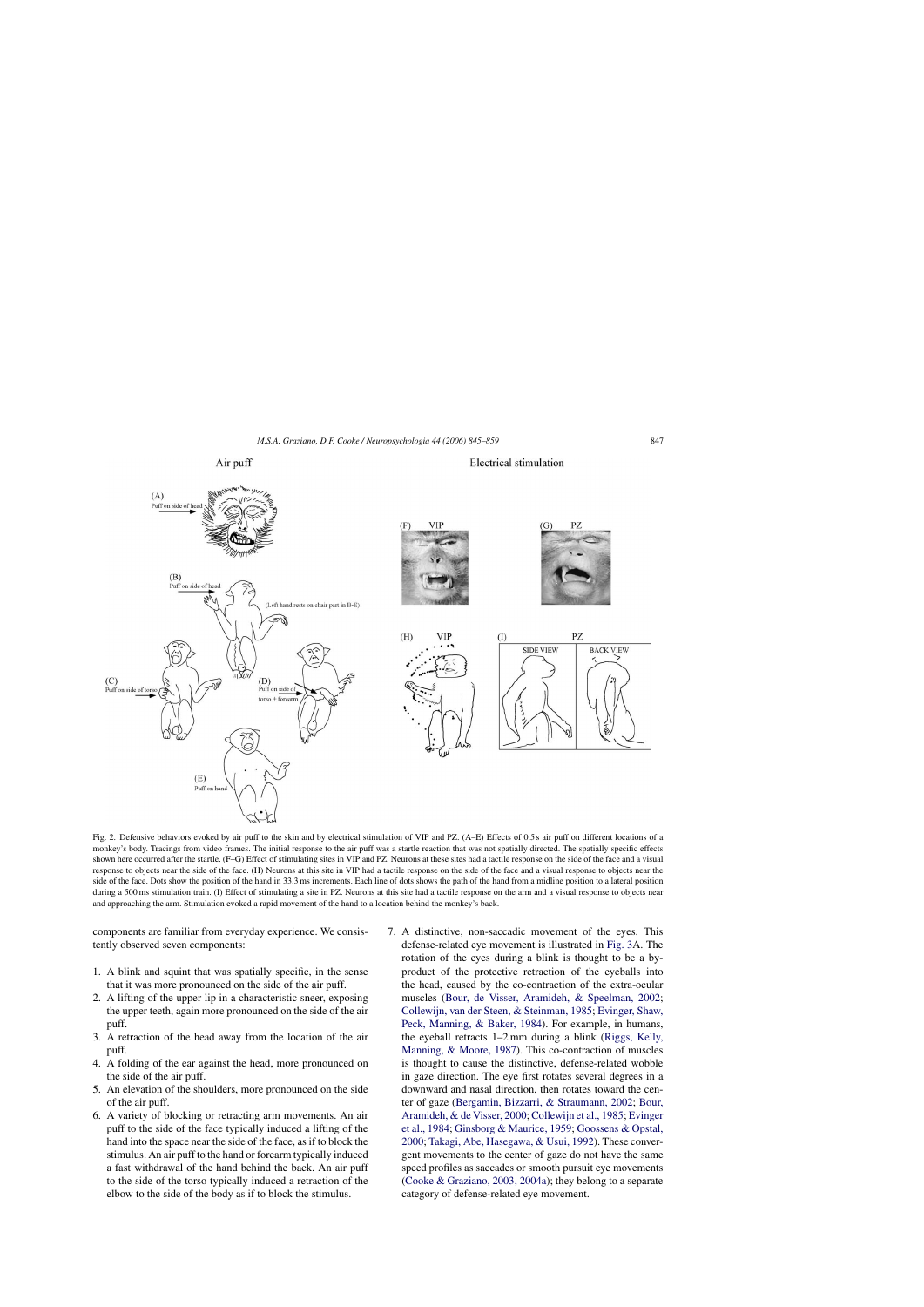Fig. 2. Defensive behaviors evoked by air puff to the skin and by electrical stimulation of VIP and PZ. (A–E) Effects of 0.5 s air puff on different locations of a monkey's body. Tracings from video frames. The initial response to the air puff was a startle reaction that was not spatially directed. The spatially specific effects shown here occurred after the startle. (F–G) Effect of stimulating sites in VIP and PZ. Neurons at these sites had a tactile response on the side of the face and a visual response to objects near the side of the face. (H) Neurons at this site in VIP had a tactile response on the side of the face and a visual response to objects near the side of the face. Dots show the position of the hand in 33.3 ms increments. Each line of dots shows the path of the hand from a midline position to a lateral position during a 500 ms stimulation train. (I) Effect of stimulating a site in PZ. Neurons at this site had a tactile response on the arm and a visual response to objects near and approaching the arm. Stimulation evoked a rapid movement of the hand to a location behind the monkey's back.

components are familiar from everyday experience. We consistently observed seven components:

1. A blink and squint that was spatially specific, in the sense that it was more pronounced on the side of the air puff.
2. A lifting of the upper lip in a characteristic sneer, exposing the upper teeth, again more pronounced on the side of the air puff.
3. A retraction of the head away from the location of the air puff.
4. A folding of the ear against the head, more pronounced on the side of the air puff.
5. An elevation of the shoulders, more pronounced on the side of the air puff.
6. A variety of blocking or retracting arm movements. An air puff to the side of the face typically induced a lifting of the hand into the space near the side of the face, as if to block the stimulus. An air puff to the hand or forearm typically induced a fast withdrawal of the hand behind the back. An air puff to the side of the torso typically induced a retraction of the elbow to the side of the body as if to block the stimulus.
7. A distinctive, non-saccadic movement of the eyes. This defense-related eye movement is illustrated in Fig. 3A. The rotation of the eyes during a blink is thought to be a byproduct of the protective retraction of the eyeballs into the head, caused by the co-contraction of the extra-ocular muscles (Bour, de Visser, Aramideh, & Speelman, 2002; Collewijn, van der Steen, & Steinman, 1985; Evinger, Shaw, Peck, Manning, & Baker, 1984). For example, in humans, the eyeball retracts 1–2 mm during a blink (Riggs, Kelly, Manning, & Moore, 1987). This co-contraction of muscles is thought to cause the distinctive, defense-related wobble in gaze direction. The eye first rotates several degrees in a downward and nasal direction, then rotates toward the center of gaze (Bergamin, Bizzarri, & Straumann, 2002; Bour, Aramideh, & de Visser, 2000; Collewijn et al., 1985; Evinger et al., 1984; Ginsborg & Maurice, 1959; Goossens & Opstal, 2000; Takagi, Abe, Hasegawa, & Usui, 1992). These convergent movements to the center of gaze do not have the same speed profiles as saccades or smooth pursuit eye movements (Cooke & Graziano, 2003, 2004a); they belong to a separate category of defense-related eye movement.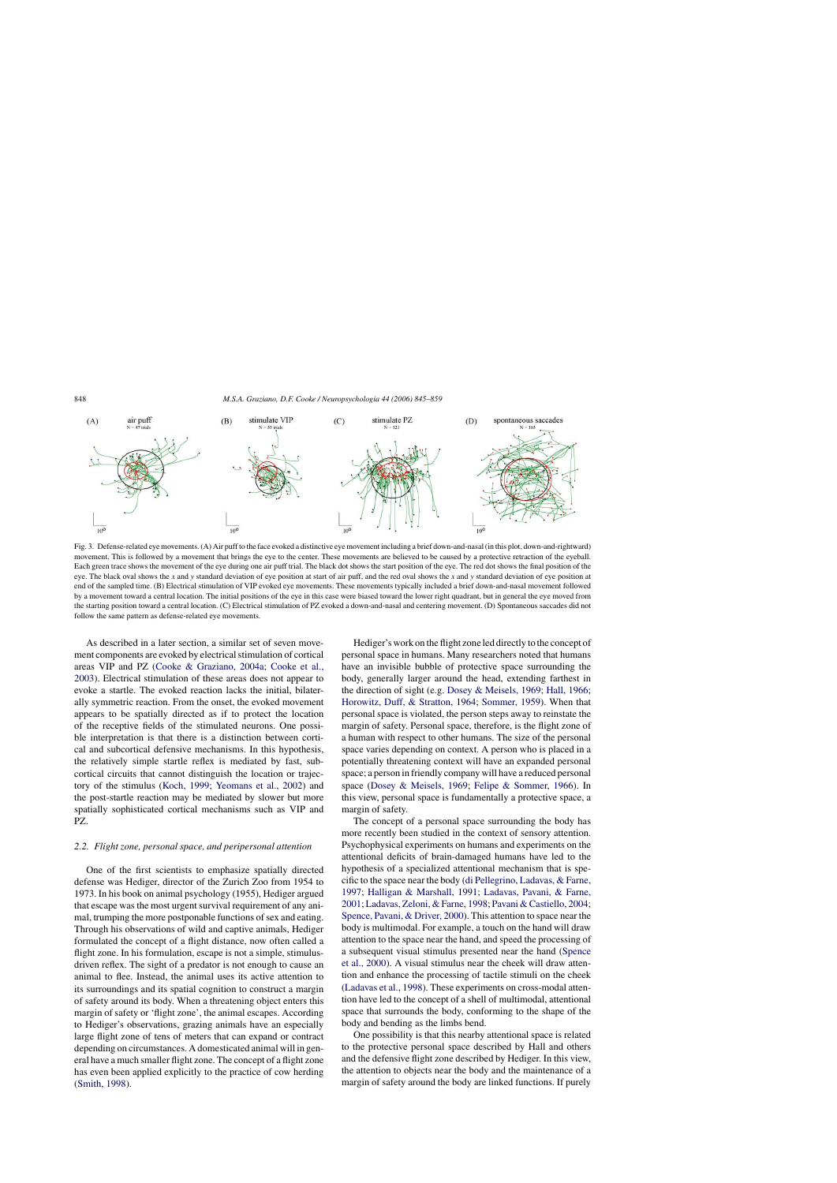Fig. 3. Defense-related eye movements. (A) Air puff to the face evoked a distinctive eye movement including a brief down-and-nasal (in this plot, down-and-rightward) movement. This is followed by a movement that brings the eye to the center. These movements are believed to be caused by a protective retraction of the eyeball. Each green trace shows the movement of the eye during one air puff trial. The black dot shows the start position of the eye. The red dot shows the final position of the eye. The black oval shows the $x$ and $y$ standard deviation of eye position at start of air puff, and the red oval shows the $x$ and $y$ standard deviation of eye position at end of the sampled time. (B) Electrical stimulation of VIP evoked eye movements. These movements typically included a brief down-and-nasal movement followed by a movement toward a central location. The initial positions of the eye in this case were biased toward the lower right quadrant, but in general the eye moved from the starting position toward a central location. (C) Electrical stimulation of PZ evoked a down-and-nasal and centering movement. (D) Spontaneous saccades did not follow the same pattern as defense-related eye movements.

As described in a later section, a similar set of seven movement components are evoked by electrical stimulation of cortical areas VIP and PZ (Cooke & Graziano, 2004a; Cooke et al., 2003). Electrical stimulation of these areas does not appear to evoke a startle. The evoked reaction lacks the initial, bilaterally symmetric reaction. From the onset, the evoked movement appears to be spatially directed as if to protect the location of the receptive fields of the stimulated neurons. One possible interpretation is that there is a distinction between cortical and subcortical defensive mechanisms. In this hypothesis, the relatively simple startle reflex is mediated by fast, subcortical circuits that cannot distinguish the location or trajectory of the stimulus (Koch, 1999; Yeomans et al., 2002) and the post-startle reaction may be mediated by slower but more spatially sophisticated cortical mechanisms such as VIP and PZ.

### 2.2. Flight zone, personal space, and peripersonal attention

One of the first scientists to emphasize spatially directed defense was Hediger, director of the Zurich Zoo from 1954 to 1973. In his book on animal psychology (1955), Hediger argued that escape was the most urgent survival requirement of any animal, trumping the more postponable functions of sex and eating. Through his observations of wild and captive animals, Hediger formulated the concept of a flight distance, now often called a flight zone. In his formulation, escape is not a simple, stimulus-driven reflex. The sight of a predator is not enough to cause an animal to flee. Instead, the animal uses its active attention to its surroundings and its spatial cognition to construct a margin of safety around its body. When a threatening object enters this margin of safety or 'flight zone', the animal escapes. According to Hediger's observations, grazing animals have an especially large flight zone of tens of meters that can expand or contract depending on circumstances. A domesticated animal will in general have a much smaller flight zone. The concept of a flight zone has even been applied explicitly to the practice of cow herding (Smith, 1998).

Hediger's work on the flight zone led directly to the concept of personal space in humans. Many researchers noted that humans have an invisible bubble of protective space surrounding the body, generally larger around the head, extending farthest in the direction of sight (e.g. Dosey & Meisels, 1969; Hall, 1966; Horowitz, Duff, & Stratton, 1964; Sommer, 1959). When that personal space is violated, the person steps away to reinstate the margin of safety. Personal space, therefore, is the flight zone of a human with respect to other humans. The size of the personal space varies depending on context. A person who is placed in a potentially threatening context will have an expanded personal space; a person in friendly company will have a reduced personal space (Dosey & Meisels, 1969; Felipe & Sommer, 1966). In this view, personal space is fundamentally a protective space, a margin of safety.

The concept of a personal space surrounding the body has more recently been studied in the context of sensory attention. Psychophysical experiments on humans and experiments on the attentional deficits of brain-damaged humans have led to the hypothesis of a specialized attentional mechanism that is specific to the space near the body (di Pellegrino, Ladavas, & Farne, 1997; Halligan & Marshall, 1991; Ladavas, Pavani, & Farne, 2001; Ladavas, Zeloni, & Farne, 1998; Pavani & Castiello, 2004; Spence, Pavani, & Driver, 2000). This attention to space near the body is multimodal. For example, a touch on the hand will draw attention to the space near the hand, and speed the processing of a subsequent visual stimulus presented near the hand (Spence et al., 2000). A visual stimulus near the cheek will draw attention and enhance the processing of tactile stimuli on the cheek (Ladavas et al., 1998). These experiments on cross-modal attention have led to the concept of a shell of multimodal, attentional space that surrounds the body, conforming to the shape of the body and bending as the limbs bend.

One possibility is that this nearby attentional space is related to the protective personal space described by Hall and others and the defensive flight zone described by Hediger. In this view, the attention to objects near the body and the maintenance of a margin of safety around the body are linked functions. If purely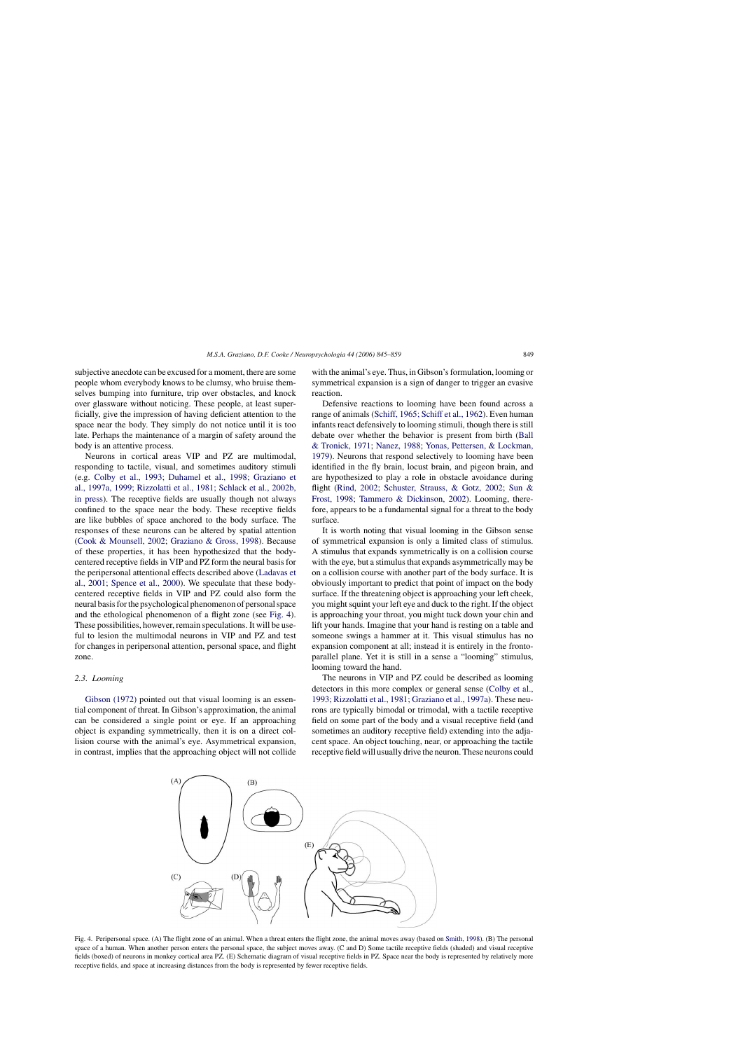subjective anecdote can be excused for a moment, there are some people whom everybody knows to be clumsy, who bruise themselves bumping into furniture, trip over obstacles, and knock over glassware without noticing. These people, at least superficially, give the impression of having deficient attention to the space near the body. They simply do not notice until it is too late. Perhaps the maintenance of a margin of safety around the body is an attentive process.

Neurons in cortical areas VIP and PZ are multimodal, responding to tactile, visual, and sometimes auditory stimuli (e.g. Colby et al., 1993; Duhamel et al., 1998; Graziano et al., 1997a, 1999; Rizzolatti et al., 1981; Schlack et al., 2002b, in press). The receptive fields are usually though not always confined to the space near the body. These receptive fields are like bubbles of space anchored to the body surface. The responses of these neurons can be altered by spatial attention (Cook & Mounsell, 2002; Graziano & Gross, 1998). Because of these properties, it has been hypothesized that the body-centered receptive fields in VIP and PZ form the neural basis for the peripersonal attentional effects described above (Ladavas et al., 2001; Spence et al., 2000). We speculate that these body-centered receptive fields in VIP and PZ could also form the neural basis for the psychological phenomenon of personal space and the ethological phenomenon of a flight zone (see Fig. 4). These possibilities, however, remain speculations. It will be useful to lesion the multimodal neurons in VIP and PZ and test for changes in peripersonal attention, personal space, and flight zone.

### 2.3. Looming

Gibson (1972) pointed out that visual looming is an essential component of threat. In Gibson's approximation, the animal can be considered a single point or eye. If an approaching object is expanding symmetrically, then it is on a direct collision course with the animal's eye. Asymmetrical expansion, in contrast, implies that the approaching object will not collide with the animal's eye. Thus, in Gibson's formulation, looming or symmetrical expansion is a sign of danger to trigger an evasive reaction.

Defensive reactions to looming have been found across a range of animals (Schiff, 1965; Schiff et al., 1962). Even human infants react defensively to looming stimuli, though there is still debate over whether the behavior is present from birth (Ball & Tronick, 1971; Nanez, 1988; Yonas, Pettersen, & Lockman, 1979). Neurons that respond selectively to looming have been identified in the fly brain, locust brain, and pigeon brain, and are hypothesized to play a role in obstacle avoidance during flight (Rind, 2002; Schuster, Strauss, & Gotz, 2002; Sun & Frost, 1998; Tammero & Dickinson, 2002). Looming, therefore, appears to be a fundamental signal for a threat to the body surface.

It is worth noting that visual looming in the Gibson sense of symmetrical expansion is only a limited class of stimulus. A stimulus that expands symmetrically is on a collision course with the eye, but a stimulus that expands asymmetrically may be on a collision course with another part of the body surface. It is obviously important to predict that point of impact on the body surface. If the threatening object is approaching your left cheek, you might squint your left eye and duck to the right. If the object is approaching your throat, you might tuck down your chin and lift your hands. Imagine that your hand is resting on a table and someone swings a hammer at it. This visual stimulus has no expansion component at all; instead it is entirely in the fronto-parallel plane. Yet it is still in a sense a "looming" stimulus, looming toward the hand.

The neurons in VIP and PZ could be described as looming detectors in this more complex or general sense (Colby et al., 1993; Rizzolatti et al., 1981; Graziano et al., 1997a). These neurons are typically bimodal or trimodal, with a tactile receptive field on some part of the body and a visual receptive field (and sometimes an auditory receptive field) extending into the adjacent space. An object touching, near, or approaching the tactile receptive field will usually drive the neuron. These neurons could

Fig. 4. Peripersonal space. (A) The flight zone of an animal. When a threat enters the flight zone, the animal moves away (based on Smith, 1998). (B) The personal space of a human. When another person enters the personal space, the subject moves away. (C and D) Some tactile receptive fields (shaded) and visual receptive fields (boxed) of neurons in monkey cortical area PZ. (E) Schematic diagram of visual receptive fields in PZ. Space near the body is represented by relatively more receptive fields, and space at increasing distances from the body is represented by fewer receptive fields.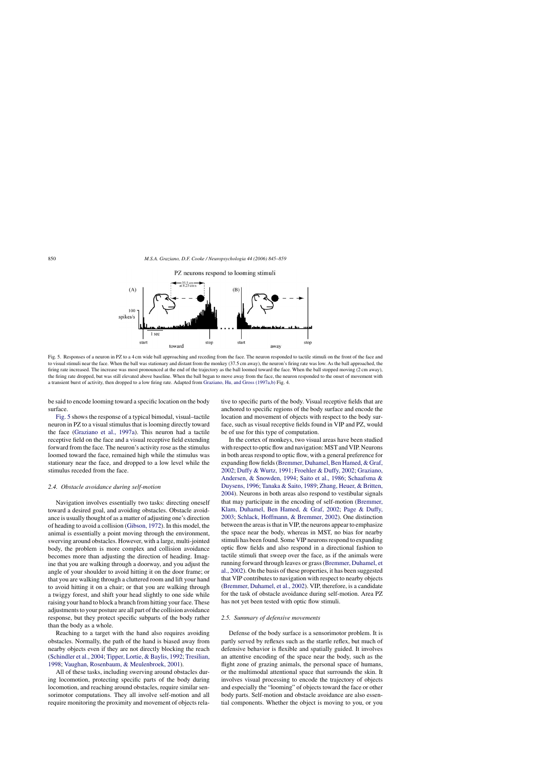Fig. 5. Responses of a neuron in PZ to a 4 cm wide ball approaching and receding from the face. The neuron responded to tactile stimuli on the front of the face and to visual stimuli near the face. When the ball was stationary and distant from the monkey (37.5 cm away), the neuron's firing rate was low. As the ball approached, the firing rate increased. The increase was most pronounced at the end of the trajectory as the ball loomed toward the face. When the ball stopped moving (2 cm away), the firing rate dropped, but was still elevated above baseline. When the ball began to move away from the face, the neuron responded to the onset of movement with a transient burst of activity, then dropped to a low firing rate. Adapted from Graziano, Hu, and Gross (1997a,b) Fig. 4.

be said to encode looming toward a specific location on the body surface.

Fig. 5 shows the response of a typical bimodal, visual–tactile neuron in PZ to a visual stimulus that is looming directly toward the face (Graziano et al., 1997a). This neuron had a tactile receptive field on the face and a visual receptive field extending forward from the face. The neuron's activity rose as the stimulus loomed toward the face, remained high while the stimulus was stationary near the face, and dropped to a low level while the stimulus receded from the face.

### 2.4. Obstacle avoidance during self-motion

Navigation involves essentially two tasks: directing oneself toward a desired goal, and avoiding obstacles. Obstacle avoidance is usually thought of as a matter of adjusting one's direction of heading to avoid a collision (Gibson, 1972). In this model, the animal is essentially a point moving through the environment, swerving around obstacles. However, with a large, multi-jointed body, the problem is more complex and collision avoidance becomes more than adjusting the direction of heading. Imagine that you are walking through a doorway, and you adjust the angle of your shoulder to avoid hitting it on the door frame; or that you are walking through a cluttered room and lift your hand to avoid hitting it on a chair; or that you are walking through a twiggy forest, and shift your head slightly to one side while raising your hand to block a branch from hitting your face. These adjustments to your posture are all part of the collision avoidance response, but they protect specific subparts of the body rather than the body as a whole.

Reaching to a target with the hand also requires avoiding obstacles. Normally, the path of the hand is biased away from nearby objects even if they are not directly blocking the reach (Schindler et al., 2004; Tipper, Lortie, & Baylis, 1992; Tresilian, 1998; Vaughan, Rosenbaum, & Meulenbroek, 2001).

All of these tasks, including swerving around obstacles during locomotion, protecting specific parts of the body during locomotion, and reaching around obstacles, require similar sensorimotor computations. They all involve self-motion and all require monitoring the proximity and movement of objects relative to specific parts of the body. Visual receptive fields that are anchored to specific regions of the body surface and encode the location and movement of objects with respect to the body surface, such as visual receptive fields found in VIP and PZ, would be of use for this type of computation.

In the cortex of monkeys, two visual areas have been studied with respect to optic flow and navigation: MST and VIP. Neurons in both areas respond to optic flow, with a general preference for expanding flow fields (Bremmer, Duhamel, Ben Hamed, & Graf, 2002; Duffy & Wurtz, 1991; Froehler & Duffy, 2002; Graziano, Andersen, & Snowden, 1994; Saito et al., 1986; Schaafsma & Duysens, 1996; Tanaka & Saito, 1989; Zhang, Heuer, & Britten, 2004). Neurons in both areas also respond to vestibular signals that may participate in the encoding of self-motion (Bremmer, Klam, Duhamel, Ben Hamed, & Graf, 2002; Page & Duffy, 2003; Schlack, Hoffmann, & Bremmer, 2002). One distinction between the areas is that in VIP, the neurons appear to emphasize the space near the body, whereas in MST, no bias for nearby stimuli has been found. Some VIP neurons respond to expanding optic flow fields and also respond in a directional fashion to tactile stimuli that sweep over the face, as if the animals were running forward through leaves or grass (Bremmer, Duhamel, et al., 2002). On the basis of these properties, it has been suggested that VIP contributes to navigation with respect to nearby objects (Bremmer, Duhamel, et al., 2002). VIP, therefore, is a candidate for the task of obstacle avoidance during self-motion. Area PZ has not yet been tested with optic flow stimuli.

### 2.5. Summary of defensive movements

Defense of the body surface is a sensorimotor problem. It is partly served by reflexes such as the startle reflex, but much of defensive behavior is flexible and spatially guided. It involves an attentive encoding of the space near the body, such as the flight zone of grazing animals, the personal space of humans, or the multimodal attentional space that surrounds the skin. It involves visual processing to encode the trajectory of objects and especially the "looming" of objects toward the face or other body parts. Self-motion and obstacle avoidance are also essential components. Whether the object is moving to you, or you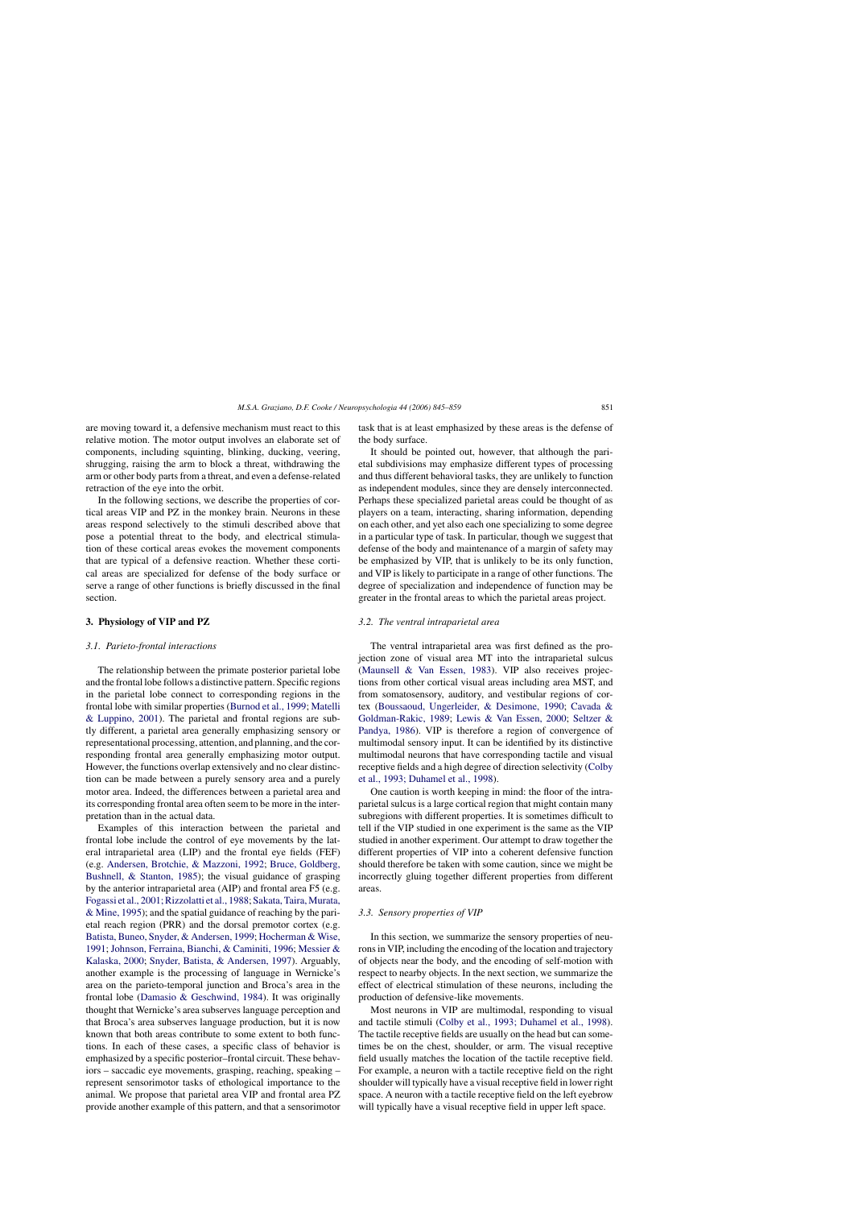are moving toward it, a defensive mechanism must react to this relative motion. The motor output involves an elaborate set of components, including squinting, blinking, ducking, veering, shrugging, raising the arm to block a threat, withdrawing the arm or other body parts from a threat, and even a defense-related retraction of the eye into the orbit.

In the following sections, we describe the properties of cortical areas VIP and PZ in the monkey brain. Neurons in these areas respond selectively to the stimuli described above that pose a potential threat to the body, and electrical stimulation of these cortical areas evokes the movement components that are typical of a defensive reaction. Whether these cortical areas are specialized for defense of the body surface or serve a range of other functions is briefly discussed in the final section.

## 3. Physiology of VIP and PZ

### 3.1. Parieto-frontal interactions

The relationship between the primate posterior parietal lobe and the frontal lobe follows a distinctive pattern. Specific regions in the parietal lobe connect to corresponding regions in the frontal lobe with similar properties (Burnod et al., 1999; Matelli & Luppino, 2001). The parietal and frontal regions are subtly different, a parietal area generally emphasizing sensory or representational processing, attention, and planning, and the corresponding frontal area generally emphasizing motor output. However, the functions overlap extensively and no clear distinction can be made between a purely sensory area and a purely motor area. Indeed, the differences between a parietal area and its corresponding frontal area often seem to be more in the interpretation than in the actual data.

Examples of this interaction between the parietal and frontal lobe include the control of eye movements by the lateral intraparietal area (LIP) and the frontal eye fields (FEF) (e.g. Andersen, Brotchie, & Mazzoni, 1992; Bruce, Goldberg, Bushnell, & Stanton, 1985); the visual guidance of grasping by the anterior intraparietal area (AIP) and frontal area F5 (e.g. Fogassi et al., 2001; Rizzolatti et al., 1988; Sakata, Taira, Murata, & Mine, 1995); and the spatial guidance of reaching by the parietal reach region (PRR) and the dorsal premotor cortex (e.g. Batista, Buneo, Snyder, & Andersen, 1999; Hocherman & Wise, 1991; Johnson, Ferraina, Bianchi, & Caminiti, 1996; Messier & Kalaska, 2000; Snyder, Batista, & Andersen, 1997). Arguably, another example is the processing of language in Wernicke's area on the parieto-temporal junction and Broca's area in the frontal lobe (Damasio & Geschwind, 1984). It was originally thought that Wernicke's area subserves language perception and that Broca's area subserves language production, but it is now known that both areas contribute to some extent to both functions. In each of these cases, a specific class of behavior is emphasized by a specific posterior–frontal circuit. These behaviors – saccadic eye movements, grasping, reaching, speaking – represent sensorimotor tasks of ethological importance to the animal. We propose that parietal area VIP and frontal area PZ provide another example of this pattern, and that a sensorimotor task that is at least emphasized by these areas is the defense of the body surface.

It should be pointed out, however, that although the parietal subdivisions may emphasize different types of processing and thus different behavioral tasks, they are unlikely to function as independent modules, since they are densely interconnected. Perhaps these specialized parietal areas could be thought of as players on a team, interacting, sharing information, depending on each other, and yet also each one specializing to some degree in a particular type of task. In particular, though we suggest that defense of the body and maintenance of a margin of safety may be emphasized by VIP, that is unlikely to be its only function, and VIP is likely to participate in a range of other functions. The degree of specialization and independence of function may be greater in the frontal areas to which the parietal areas project.

### 3.2. The ventral intraparietal area

The ventral intraparietal area was first defined as the projection zone of visual area MT into the intraparietal sulcus (Maunsell & Van Essen, 1983). VIP also receives projections from other cortical visual areas including area MST, and from somatosensory, auditory, and vestibular regions of cortex (Boussaoud, Ungerleider, & Desimone, 1990; Cavada & Goldman-Rakic, 1989; Lewis & Van Essen, 2000; Seltzer & Pandya, 1986). VIP is therefore a region of convergence of multimodal sensory input. It can be identified by its distinctive multimodal neurons that have corresponding tactile and visual receptive fields and a high degree of direction selectivity (Colby et al., 1993; Duhamel et al., 1998).

One caution is worth keeping in mind: the floor of the intraparietal sulcus is a large cortical region that might contain many subregions with different properties. It is sometimes difficult to tell if the VIP studied in one experiment is the same as the VIP studied in another experiment. Our attempt to draw together the different properties of VIP into a coherent defensive function should therefore be taken with some caution, since we might be incorrectly gluing together different properties from different areas.

### 3.3. Sensory properties of VIP

In this section, we summarize the sensory properties of neurons in VIP, including the encoding of the location and trajectory of objects near the body, and the encoding of self-motion with respect to nearby objects. In the next section, we summarize the effect of electrical stimulation of these neurons, including the production of defensive-like movements.

Most neurons in VIP are multimodal, responding to visual and tactile stimuli (Colby et al., 1993; Duhamel et al., 1998). The tactile receptive fields are usually on the head but can sometimes be on the chest, shoulder, or arm. The visual receptive field usually matches the location of the tactile receptive field. For example, a neuron with a tactile receptive field on the right shoulder will typically have a visual receptive field in lower right space. A neuron with a tactile receptive field on the left eyebrow will typically have a visual receptive field in upper left space.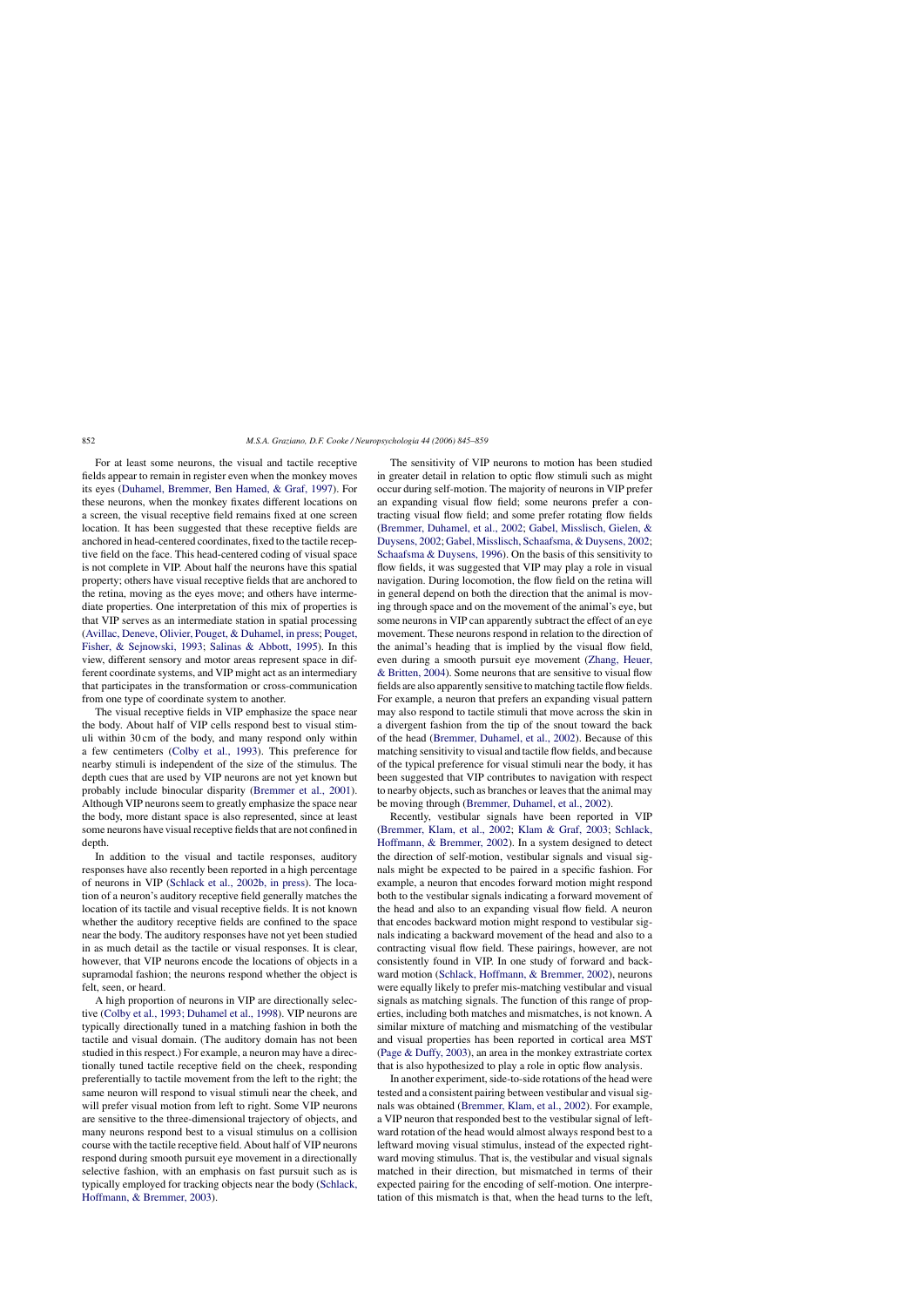For at least some neurons, the visual and tactile receptive fields appear to remain in register even when the monkey moves its eyes (Duhamel, Bremmer, Ben Hamed, & Graf, 1997). For these neurons, when the monkey fixates different locations on a screen, the visual receptive field remains fixed at one screen location. It has been suggested that these receptive fields are anchored in head-centered coordinates, fixed to the tactile receptive field on the face. This head-centered coding of visual space is not complete in VIP. About half the neurons have this spatial property; others have visual receptive fields that are anchored to the retina, moving as the eyes move; and others have intermediate properties. One interpretation of this mix of properties is that VIP serves as an intermediate station in spatial processing (Avillac, Deneve, Olivier, Pouget, & Duhamel, in press; Pouget, Fisher, & Sejnowski, 1993; Salinas & Abbott, 1995). In this view, different sensory and motor areas represent space in different coordinate systems, and VIP might act as an intermediary that participates in the transformation or cross-communication from one type of coordinate system to another.

The visual receptive fields in VIP emphasize the space near the body. About half of VIP cells respond best to visual stimuli within 30 cm of the body, and many respond only within a few centimeters (Colby et al., 1993). This preference for nearby stimuli is independent of the size of the stimulus. The depth cues that are used by VIP neurons are not yet known but probably include binocular disparity (Bremmer et al., 2001). Although VIP neurons seem to greatly emphasize the space near the body, more distant space is also represented, since at least some neurons have visual receptive fields that are not confined in depth.

In addition to the visual and tactile responses, auditory responses have also recently been reported in a high percentage of neurons in VIP (Schlack et al., 2002b, in press). The location of a neuron's auditory receptive field generally matches the location of its tactile and visual receptive fields. It is not known whether the auditory receptive fields are confined to the space near the body. The auditory responses have not yet been studied in as much detail as the tactile or visual responses. It is clear, however, that VIP neurons encode the locations of objects in a supramodal fashion; the neurons respond whether the object is felt, seen, or heard.

A high proportion of neurons in VIP are directionally selective (Colby et al., 1993; Duhamel et al., 1998). VIP neurons are typically directionally tuned in a matching fashion in both the tactile and visual domain. (The auditory domain has not been studied in this respect.) For example, a neuron may have a directionally tuned tactile receptive field on the cheek, responding preferentially to tactile movement from the left to the right; the same neuron will respond to visual stimuli near the cheek, and will prefer visual motion from left to right. Some VIP neurons are sensitive to the three-dimensional trajectory of objects, and many neurons respond best to a visual stimulus on a collision course with the tactile receptive field. About half of VIP neurons respond during smooth pursuit eye movement in a directionally selective fashion, with an emphasis on fast pursuit such as is typically employed for tracking objects near the body (Schlack, Hoffmann, & Bremmer, 2003).

The sensitivity of VIP neurons to motion has been studied in greater detail in relation to optic flow stimuli such as might occur during self-motion. The majority of neurons in VIP prefer an expanding visual flow field; some neurons prefer a contracting visual flow field; and some prefer rotating flow fields (Bremmer, Duhamel, et al., 2002; Gabel, Misslisch, Gielen, & Duysens, 2002; Gabel, Misslisch, Schaafsma, & Duysens, 2002; Schaafsma & Duysens, 1996). On the basis of this sensitivity to flow fields, it was suggested that VIP may play a role in visual navigation. During locomotion, the flow field on the retina will in general depend on both the direction that the animal is moving through space and on the movement of the animal's eye, but some neurons in VIP can apparently subtract the effect of an eye movement. These neurons respond in relation to the direction of the animal's heading that is implied by the visual flow field, even during a smooth pursuit eye movement (Zhang, Heuer, & Britten, 2004). Some neurons that are sensitive to visual flow fields are also apparently sensitive to matching tactile flow fields. For example, a neuron that prefers an expanding visual pattern may also respond to tactile stimuli that move across the skin in a divergent fashion from the tip of the snout toward the back of the head (Bremmer, Duhamel, et al., 2002). Because of this matching sensitivity to visual and tactile flow fields, and because of the typical preference for visual stimuli near the body, it has been suggested that VIP contributes to navigation with respect to nearby objects, such as branches or leaves that the animal may be moving through (Bremmer, Duhamel, et al., 2002).

Recently, vestibular signals have been reported in VIP (Bremmer, Klam, et al., 2002; Klam & Graf, 2003; Schlack, Hoffmann, & Bremmer, 2002). In a system designed to detect the direction of self-motion, vestibular signals and visual signals might be expected to be paired in a specific fashion. For example, a neuron that encodes forward motion might respond both to the vestibular signals indicating a forward movement of the head and also to an expanding visual flow field. A neuron that encodes backward motion might respond to vestibular signals indicating a backward movement of the head and also to a contracting visual flow field. These pairings, however, are not consistently found in VIP. In one study of forward and backward motion (Schlack, Hoffmann, & Bremmer, 2002), neurons were equally likely to prefer mis-matching vestibular and visual signals as matching signals. The function of this range of properties, including both matches and mismatches, is not known. A similar mixture of matching and mismatching of the vestibular and visual properties has been reported in cortical area MST (Page & Duffy, 2003), an area in the monkey extrastriate cortex that is also hypothesized to play a role in optic flow analysis.

In another experiment, side-to-side rotations of the head were tested and a consistent pairing between vestibular and visual signals was obtained (Bremmer, Klam, et al., 2002). For example, a VIP neuron that responded best to the vestibular signal of leftward rotation of the head would almost always respond best to a leftward moving visual stimulus, instead of the expected rightward moving stimulus. That is, the vestibular and visual signals matched in their direction, but mismatched in terms of their expected pairing for the encoding of self-motion. One interpretation of this mismatch is that, when the head turns to the left,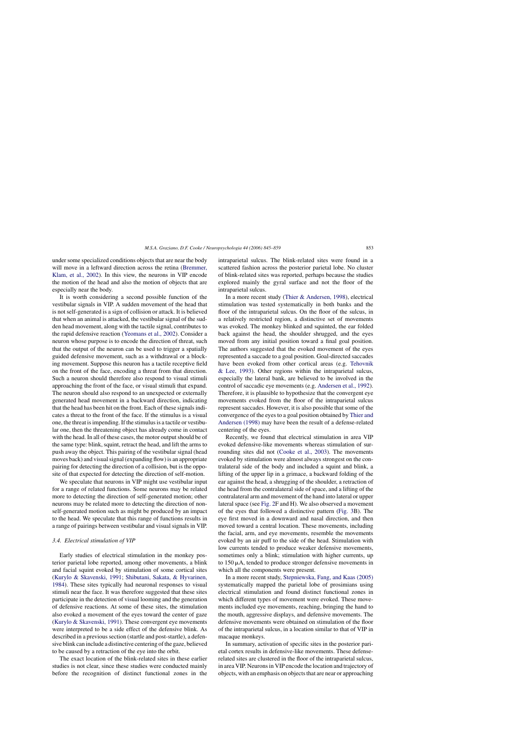under some specialized conditions objects that are near the body will move in a leftward direction across the retina (Bremmer, Klam, et al., 2002). In this view, the neurons in VIP encode the motion of the head and also the motion of objects that are especially near the body.

It is worth considering a second possible function of the vestibular signals in VIP. A sudden movement of the head that is not self-generated is a sign of collision or attack. It is believed that when an animal is attacked, the vestibular signal of the sudden head movement, along with the tactile signal, contributes to the rapid defensive reaction (Yeomans et al., 2002). Consider a neuron whose purpose is to encode the direction of threat, such that the output of the neuron can be used to trigger a spatially guided defensive movement, such as a withdrawal or a blocking movement. Suppose this neuron has a tactile receptive field on the front of the face, encoding a threat from that direction. Such a neuron should therefore also respond to visual stimuli approaching the front of the face, or visual stimuli that expand. The neuron should also respond to an unexpected or externally generated head movement in a backward direction, indicating that the head has been hit on the front. Each of these signals indicates a threat to the front of the face. If the stimulus is a visual one, the threat is impending. If the stimulus is a tactile or vestibular one, then the threatening object has already come in contact with the head. In all of these cases, the motor output should be of the same type: blink, squint, retract the head, and lift the arms to push away the object. This pairing of the vestibular signal (head moves back) and visual signal (expanding flow) is an appropriate pairing for detecting the direction of a collision, but is the opposite of that expected for detecting the direction of self-motion.

We speculate that neurons in VIP might use vestibular input for a range of related functions. Some neurons may be related more to detecting the direction of self-generated motion; other neurons may be related more to detecting the direction of non-self-generated motion such as might be produced by an impact to the head. We speculate that this range of functions results in a range of pairings between vestibular and visual signals in VIP.

### 3.4. Electrical stimulation of VIP

Early studies of electrical stimulation in the monkey posterior parietal lobe reported, among other movements, a blink and facial squint evoked by stimulation of some cortical sites (Kurylo & Skavenski, 1991; Shibutani, Sakata, & Hyvarinen, 1984). These sites typically had neuronal responses to visual stimuli near the face. It was therefore suggested that these sites participate in the detection of visual looming and the generation of defensive reactions. At some of these sites, the stimulation also evoked a movement of the eyes toward the center of gaze (Kurylo & Skavenski, 1991). These convergent eye movements were interpreted to be a side effect of the defensive blink. As described in a previous section (startle and post-startle), a defensive blink can include a distinctive centering of the gaze, believed to be caused by a retraction of the eye into the orbit.

The exact location of the blink-related sites in these earlier studies is not clear, since these studies were conducted mainly before the recognition of distinct functional zones in the intraparietal sulcus. The blink-related sites were found in a scattered fashion across the posterior parietal lobe. No cluster of blink-related sites was reported, perhaps because the studies explored mainly the gyral surface and not the floor of the intraparietal sulcus.

In a more recent study (Thier & Andersen, 1998), electrical stimulation was tested systematically in both banks and the floor of the intraparietal sulcus. On the floor of the sulcus, in a relatively restricted region, a distinctive set of movements was evoked. The monkey blinked and squinted, the ear folded back against the head, the shoulder shrugged, and the eyes moved from any initial position toward a final goal position. The authors suggested that the evoked movement of the eyes represented a saccade to a goal position. Goal-directed saccades have been evoked from other cortical areas (e.g. Tehovnik & Lee, 1993). Other regions within the intraparietal sulcus, especially the lateral bank, are believed to be involved in the control of saccadic eye movements (e.g. Andersen et al., 1992). Therefore, it is plausible to hypothesize that the convergent eye movements evoked from the floor of the intraparietal sulcus represent saccades. However, it is also possible that some of the convergence of the eyes to a goal position obtained by Thier and Andersen (1998) may have been the result of a defense-related centering of the eyes.

Recently, we found that electrical stimulation in area VIP evoked defensive-like movements whereas stimulation of surrounding sites did not (Cooke et al., 2003). The movements evoked by stimulation were almost always strongest on the contralateral side of the body and included a squint and blink, a lifting of the upper lip in a grimace, a backward folding of the ear against the head, a shrugging of the shoulder, a retraction of the head from the contralateral side of space, and a lifting of the contralateral arm and movement of the hand into lateral or upper lateral space (see Fig. 2F and H). We also observed a movement of the eyes that followed a distinctive pattern (Fig. 3B). The eye first moved in a downward and nasal direction, and then moved toward a central location. These movements, including the facial, arm, and eye movements, resemble the movements evoked by an air puff to the side of the head. Stimulation with low currents tended to produce weaker defensive movements, sometimes only a blink; stimulation with higher currents, up to 150 μA, tended to produce stronger defensive movements in which all the components were present.

In a more recent study, Stepniewska, Fang, and Kaas (2005) systematically mapped the parietal lobe of prosimians using electrical stimulation and found distinct functional zones in which different types of movement were evoked. These movements included eye movements, reaching, bringing the hand to the mouth, aggressive displays, and defensive movements. The defensive movements were obtained on stimulation of the floor of the intraparietal sulcus, in a location similar to that of VIP in macaque monkeys.

In summary, activation of specific sites in the posterior parietal cortex results in defensive-like movements. These defense-related sites are clustered in the floor of the intraparietal sulcus, in area VIP. Neurons in VIP encode the location and trajectory of objects, with an emphasis on objects that are near or approaching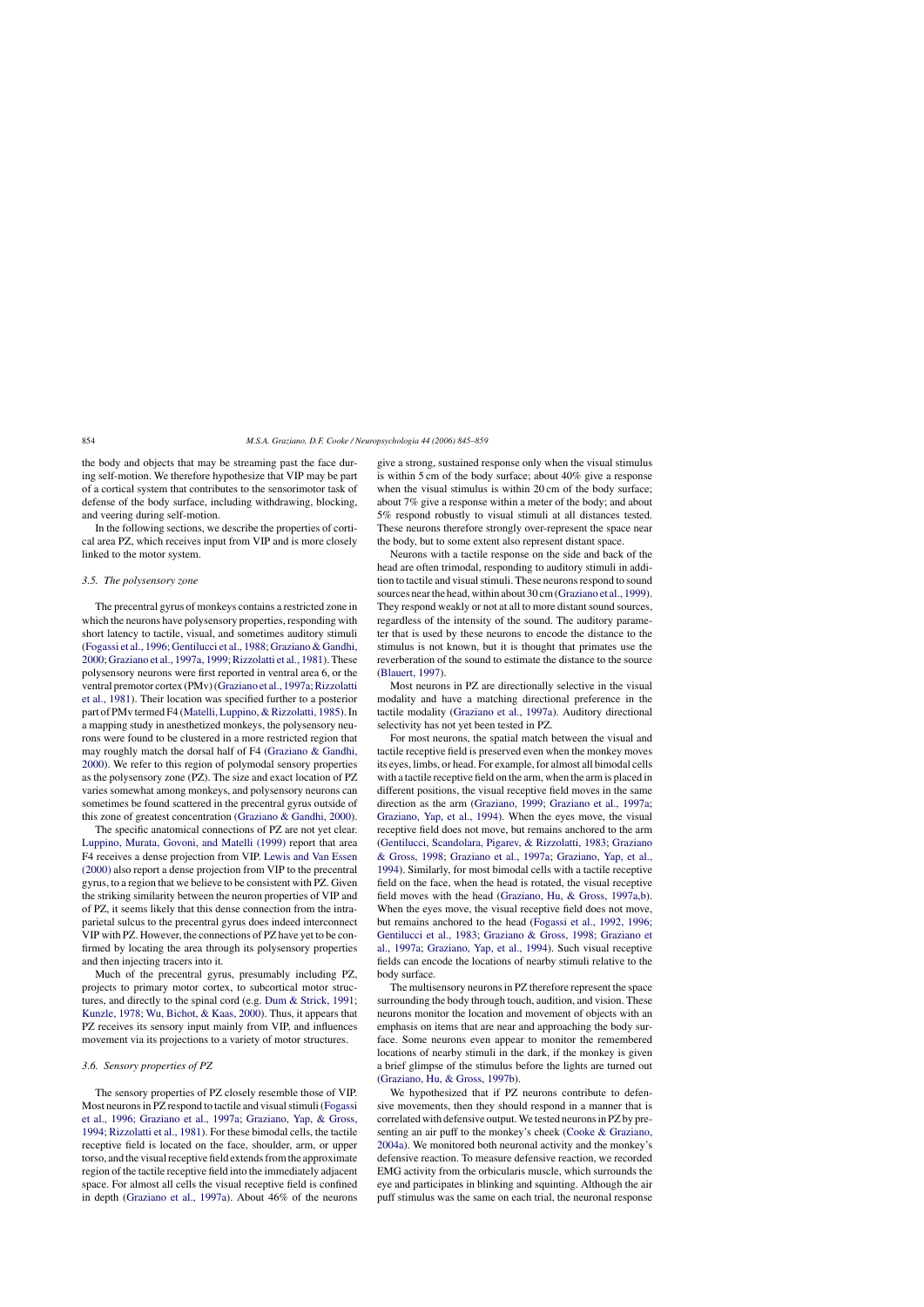the body and objects that may be streaming past the face during self-motion. We therefore hypothesize that VIP may be part of a cortical system that contributes to the sensorimotor task of defense of the body surface, including withdrawing, blocking, and veering during self-motion.

In the following sections, we describe the properties of cortical area PZ, which receives input from VIP and is more closely linked to the motor system.

### 3.5. The polysensory zone

The precentral gyrus of monkeys contains a restricted zone in which the neurons have polysensory properties, responding with short latency to tactile, visual, and sometimes auditory stimuli (Fogassi et al., 1996; Gentilucci et al., 1988; Graziano & Gandhi, 2000; Graziano et al., 1997a, 1999; Rizzolatti et al., 1981). These polysensory neurons were first reported in ventral area 6, or the ventral premotor cortex (PMv) (Graziano et al., 1997a; Rizzolatti et al., 1981). Their location was specified further to a posterior part of PMv termed F4 (Matelli, Luppino, & Rizzolatti, 1985). In a mapping study in anesthetized monkeys, the polysensory neurons were found to be clustered in a more restricted region that may roughly match the dorsal half of F4 (Graziano & Gandhi, 2000). We refer to this region of polymodal sensory properties as the polysensory zone (PZ). The size and exact location of PZ varies somewhat among monkeys, and polysensory neurons can sometimes be found scattered in the precentral gyrus outside of this zone of greatest concentration (Graziano & Gandhi, 2000).

The specific anatomical connections of PZ are not yet clear. Luppino, Murata, Govoni, and Matelli (1999) report that area F4 receives a dense projection from VIP. Lewis and Van Essen (2000) also report a dense projection from VIP to the precentral gyrus, to a region that we believe to be consistent with PZ. Given the striking similarity between the neuron properties of VIP and of PZ, it seems likely that this dense connection from the intraparietal sulcus to the precentral gyrus does indeed interconnect VIP with PZ. However, the connections of PZ have yet to be confirmed by locating the area through its polysensory properties and then injecting tracers into it.

Much of the precentral gyrus, presumably including PZ, projects to primary motor cortex, to subcortical motor structures, and directly to the spinal cord (e.g. Dum & Strick, 1991; Kunzle, 1978; Wu, Bichot, & Kaas, 2000). Thus, it appears that PZ receives its sensory input mainly from VIP, and influences movement via its projections to a variety of motor structures.

### 3.6. Sensory properties of PZ

The sensory properties of PZ closely resemble those of VIP. Most neurons in PZ respond to tactile and visual stimuli (Fogassi et al., 1996; Graziano et al., 1997a; Graziano, Yap, & Gross, 1994; Rizzolatti et al., 1981). For these bimodal cells, the tactile receptive field is located on the face, shoulder, arm, or upper torso, and the visual receptive field extends from the approximate region of the tactile receptive field into the immediately adjacent space. For almost all cells the visual receptive field is confined in depth (Graziano et al., 1997a). About 46% of the neurons give a strong, sustained response only when the visual stimulus is within 5 cm of the body surface; about 40% give a response when the visual stimulus is within 20 cm of the body surface; about 7% give a response within a meter of the body; and about 5% respond robustly to visual stimuli at all distances tested. These neurons therefore strongly over-represent the space near the body, but to some extent also represent distant space.

Neurons with a tactile response on the side and back of the head are often trimodal, responding to auditory stimuli in addition to tactile and visual stimuli. These neurons respond to sound sources near the head, within about 30 cm (Graziano et al., 1999). They respond weakly or not at all to more distant sound sources, regardless of the intensity of the sound. The auditory parameter that is used by these neurons to encode the distance to the stimulus is not known, but it is thought that primates use the reverberation of the sound to estimate the distance to the source (Blauert, 1997).

Most neurons in PZ are directionally selective in the visual modality and have a matching directional preference in the tactile modality (Graziano et al., 1997a). Auditory directional selectivity has not yet been tested in PZ.

For most neurons, the spatial match between the visual and tactile receptive field is preserved even when the monkey moves its eyes, limbs, or head. For example, for almost all bimodal cells with a tactile receptive field on the arm, when the arm is placed in different positions, the visual receptive field moves in the same direction as the arm (Graziano, 1999; Graziano et al., 1997a; Graziano, Yap, et al., 1994). When the eyes move, the visual receptive field does not move, but remains anchored to the arm (Gentilucci, Scandolara, Pigarev, & Rizzolatti, 1983; Graziano & Gross, 1998; Graziano et al., 1997a; Graziano, Yap, et al., 1994). Similarly, for most bimodal cells with a tactile receptive field on the face, when the head is rotated, the visual receptive field moves with the head (Graziano, Hu, & Gross, 1997a,b). When the eyes move, the visual receptive field does not move, but remains anchored to the head (Fogassi et al., 1992, 1996; Gentilucci et al., 1983; Graziano & Gross, 1998; Graziano et al., 1997a; Graziano, Yap, et al., 1994). Such visual receptive fields can encode the locations of nearby stimuli relative to the body surface.

The multisensory neurons in PZ therefore represent the space surrounding the body through touch, audition, and vision. These neurons monitor the location and movement of objects with an emphasis on items that are near and approaching the body surface. Some neurons even appear to monitor the remembered locations of nearby stimuli in the dark, if the monkey is given a brief glimpse of the stimulus before the lights are turned out (Graziano, Hu, & Gross, 1997b).

We hypothesized that if PZ neurons contribute to defensive movements, then they should respond in a manner that is correlated with defensive output. We tested neurons in PZ by presenting an air puff to the monkey's cheek (Cooke & Graziano, 2004a). We monitored both neuronal activity and the monkey's defensive reaction. To measure defensive reaction, we recorded EMG activity from the orbicularis muscle, which surrounds the eye and participates in blinking and squinting. Although the air puff stimulus was the same on each trial, the neuronal response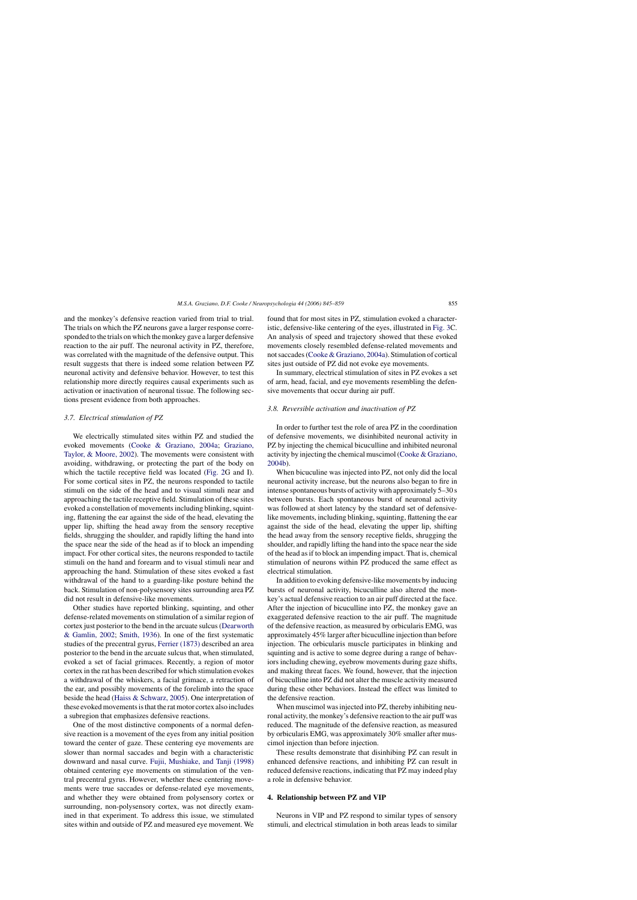and the monkey's defensive reaction varied from trial to trial. The trials on which the PZ neurons gave a larger response corresponded to the trials on which the monkey gave a larger defensive reaction to the air puff. The neuronal activity in PZ, therefore, was correlated with the magnitude of the defensive output. This result suggests that there is indeed some relation between PZ neuronal activity and defensive behavior. However, to test this relationship more directly requires causal experiments such as activation or inactivation of neuronal tissue. The following sections present evidence from both approaches.

### 3.7. Electrical stimulation of PZ

We electrically stimulated sites within PZ and studied the evoked movements (Cooke & Graziano, 2004a; Graziano, Taylor, & Moore, 2002). The movements were consistent with avoiding, withdrawing, or protecting the part of the body on which the tactile receptive field was located (Fig. 2G and I). For some cortical sites in PZ, the neurons responded to tactile stimuli on the side of the head and to visual stimuli near and approaching the tactile receptive field. Stimulation of these sites evoked a constellation of movements including blinking, squinting, flattening the ear against the side of the head, elevating the upper lip, shifting the head away from the sensory receptive fields, shrugging the shoulder, and rapidly lifting the hand into the space near the side of the head as if to block an impending impact. For other cortical sites, the neurons responded to tactile stimuli on the hand and forearm and to visual stimuli near and approaching the hand. Stimulation of these sites evoked a fast withdrawal of the hand to a guarding-like posture behind the back. Stimulation of non-polysensory sites surrounding area PZ did not result in defensive-like movements.

Other studies have reported blinking, squinting, and other defense-related movements on stimulation of a similar region of cortex just posterior to the bend in the arcuate sulcus (Dearworth & Gamlin, 2002; Smith, 1936). In one of the first systematic studies of the precentral gyrus, Ferrier (1873) described an area posterior to the bend in the arcuate sulcus that, when stimulated, evoked a set of facial grimaces. Recently, a region of motor cortex in the rat has been described for which stimulation evokes a withdrawal of the whiskers, a facial grimace, a retraction of the ear, and possibly movements of the forelimb into the space beside the head (Haiss & Schwarz, 2005). One interpretation of these evoked movements is that the rat motor cortex also includes a subregion that emphasizes defensive reactions.

One of the most distinctive components of a normal defensive reaction is a movement of the eyes from any initial position toward the center of gaze. These centering eye movements are slower than normal saccades and begin with a characteristic downward and nasal curve. Fujii, Mushiake, and Tanji (1998) obtained centering eye movements on stimulation of the ventral precentral gyrus. However, whether these centering movements were true saccades or defense-related eye movements, and whether they were obtained from polysensory cortex or surrounding, non-polysensory cortex, was not directly examined in that experiment. To address this issue, we stimulated sites within and outside of PZ and measured eye movement. We found that for most sites in PZ, stimulation evoked a characteristic, defensive-like centering of the eyes, illustrated in Fig. 3C. An analysis of speed and trajectory showed that these evoked movements closely resembled defense-related movements and not saccades (Cooke & Graziano, 2004a). Stimulation of cortical sites just outside of PZ did not evoke eye movements.

In summary, electrical stimulation of sites in PZ evokes a set of arm, head, facial, and eye movements resembling the defensive movements that occur during air puff.

### 3.8. Reversible activation and inactivation of PZ

In order to further test the role of area PZ in the coordination of defensive movements, we disinhibited neuronal activity in PZ by injecting the chemical bicuculline and inhibited neuronal activity by injecting the chemical muscimol (Cooke & Graziano, 2004b).

When bicuculine was injected into PZ, not only did the local neuronal activity increase, but the neurons also began to fire in intense spontaneous bursts of activity with approximately 5–30 s between bursts. Each spontaneous burst of neuronal activity was followed at short latency by the standard set of defensive-like movements, including blinking, squinting, flattening the ear against the side of the head, elevating the upper lip, shifting the head away from the sensory receptive fields, shrugging the shoulder, and rapidly lifting the hand into the space near the side of the head as if to block an impending impact. That is, chemical stimulation of neurons within PZ produced the same effect as electrical stimulation.

In addition to evoking defensive-like movements by inducing bursts of neuronal activity, bicuculline also altered the monkey's actual defensive reaction to an air puff directed at the face. After the injection of bicuculline into PZ, the monkey gave an exaggerated defensive reaction to the air puff. The magnitude of the defensive reaction, as measured by orbicularis EMG, was approximately 45% larger after bicuculline injection than before injection. The orbicularis muscle participates in blinking and squinting and is active to some degree during a range of behaviors including chewing, eyebrow movements during gaze shifts, and making threat faces. We found, however, that the injection of bicuculline into PZ did not alter the muscle activity measured during these other behaviors. Instead the effect was limited to the defensive reaction.

When muscimol was injected into PZ, thereby inhibiting neuronal activity, the monkey's defensive reaction to the air puff was reduced. The magnitude of the defensive reaction, as measured by orbicularis EMG, was approximately 30% smaller after muscimol injection than before injection.

These results demonstrate that disinhibiing PZ can result in enhanced defensive reactions, and inhibiting PZ can result in reduced defensive reactions, indicating that PZ may indeed play a role in defensive behavior.

## 4. Relationship between PZ and VIP

Neurons in VIP and PZ respond to similar types of sensory stimuli, and electrical stimulation in both areas leads to similar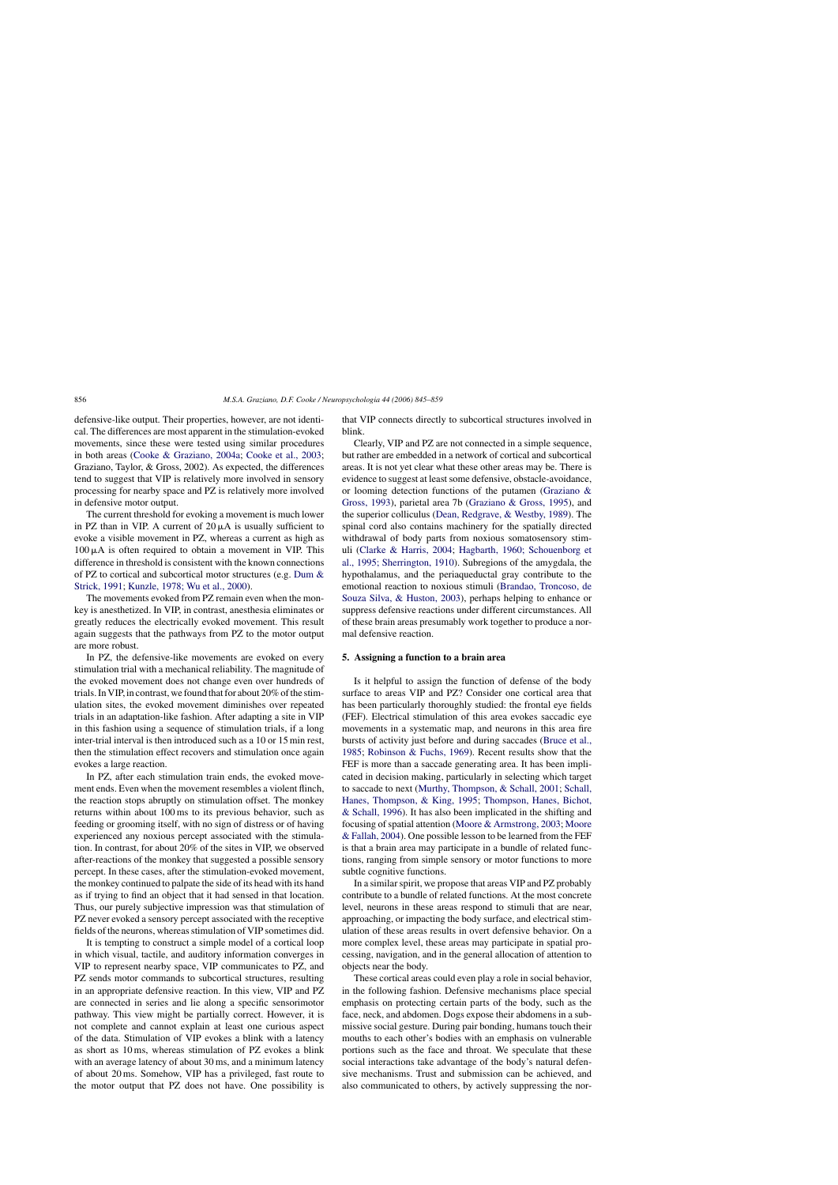defensive-like output. Their properties, however, are not identical. The differences are most apparent in the stimulation-evoked movements, since these were tested using similar procedures in both areas (Cooke & Graziano, 2004a; Cooke et al., 2003; Graziano, Taylor, & Gross, 2002). As expected, the differences tend to suggest that VIP is relatively more involved in sensory processing for nearby space and PZ is relatively more involved in defensive motor output.

The current threshold for evoking a movement is much lower in PZ than in VIP. A current of $20\,\mu A$ is usually sufficient to evoke a visible movement in PZ, whereas a current as high as $100\,\mu A$ is often required to obtain a movement in VIP. This difference in threshold is consistent with the known connections of PZ to cortical and subcortical motor structures (e.g. Dum & Strick, 1991; Kunzle, 1978; Wu et al., 2000).

The movements evoked from PZ remain even when the monkey is anesthetized. In VIP, in contrast, anesthesia eliminates or greatly reduces the electrically evoked movement. This result again suggests that the pathways from PZ to the motor output are more robust.

In PZ, the defensive-like movements are evoked on every stimulation trial with a mechanical reliability. The magnitude of the evoked movement does not change even over hundreds of trials. In VIP, in contrast, we found that for about 20% of the stimulation sites, the evoked movement diminishes over repeated trials in an adaptation-like fashion. After adapting a site in VIP in this fashion using a sequence of stimulation trials, if a long inter-trial interval is then introduced such as a 10 or 15 min rest, then the stimulation effect recovers and stimulation once again evokes a large reaction.

In PZ, after each stimulation train ends, the evoked movement ends. Even when the movement resembles a violent flinch, the reaction stops abruptly on stimulation offset. The monkey returns within about 100 ms to its previous behavior, such as feeding or grooming itself, with no sign of distress or of having experienced any noxious percept associated with the stimulation. In contrast, for about 20% of the sites in VIP, we observed after-reactions of the monkey that suggested a possible sensory percept. In these cases, after the stimulation-evoked movement, the monkey continued to palpate the side of its head with its hand as if trying to find an object that it had sensed in that location. Thus, our purely subjective impression was that stimulation of PZ never evoked a sensory percept associated with the receptive fields of the neurons, whereas stimulation of VIP sometimes did.

It is tempting to construct a simple model of a cortical loop in which visual, tactile, and auditory information converges in VIP to represent nearby space, VIP communicates to PZ, and PZ sends motor commands to subcortical structures, resulting in an appropriate defensive reaction. In this view, VIP and PZ are connected in series and lie along a specific sensorimotor pathway. This view might be partially correct. However, it is not complete and cannot explain at least one curious aspect of the data. Stimulation of VIP evokes a blink with a latency as short as 10 ms, whereas stimulation of PZ evokes a blink with an average latency of about 30 ms, and a minimum latency of about 20 ms. Somehow, VIP has a privileged, fast route to the motor output that PZ does not have. One possibility is that VIP connects directly to subcortical structures involved in blink.

Clearly, VIP and PZ are not connected in a simple sequence, but rather are embedded in a network of cortical and subcortical areas. It is not yet clear what these other areas may be. There is evidence to suggest at least some defensive, obstacle-avoidance, or looming detection functions of the putamen (Graziano & Gross, 1993), parietal area 7b (Graziano & Gross, 1995), and the superior colliculus (Dean, Redgrave, & Westby, 1989). The spinal cord also contains machinery for the spatially directed withdrawal of body parts from noxious somatosensory stimuli (Clarke & Harris, 2004; Hagbarth, 1960; Schouenborg et al., 1995; Sherrington, 1910). Subregions of the amygdala, the hypothalamus, and the periaqueductal gray contribute to the emotional reaction to noxious stimuli (Brandao, Troncoso, de Souza Silva, & Huston, 2003), perhaps helping to enhance or suppress defensive reactions under different circumstances. All of these brain areas presumably work together to produce a normal defensive reaction.

## 5. Assigning a function to a brain area

Is it helpful to assign the function of defense of the body surface to areas VIP and PZ? Consider one cortical area that has been particularly thoroughly studied: the frontal eye fields (FEF). Electrical stimulation of this area evokes saccadic eye movements in a systematic map, and neurons in this area fire bursts of activity just before and during saccades (Bruce et al., 1985; Robinson & Fuchs, 1969). Recent results show that the FEF is more than a saccade generating area. It has been implicated in decision making, particularly in selecting which target to saccade to next (Murthy, Thompson, & Schall, 2001; Schall, Hanes, Thompson, & King, 1995; Thompson, Hanes, Bichot, & Schall, 1996). It has also been implicated in the shifting and focusing of spatial attention (Moore & Armstrong, 2003; Moore & Fallah, 2004). One possible lesson to be learned from the FEF is that a brain area may participate in a bundle of related functions, ranging from simple sensory or motor functions to more subtle cognitive functions.

In a similar spirit, we propose that areas VIP and PZ probably contribute to a bundle of related functions. At the most concrete level, neurons in these areas respond to stimuli that are near, approaching, or impacting the body surface, and electrical stimulation of these areas results in overt defensive behavior. On a more complex level, these areas may participate in spatial processing, navigation, and in the general allocation of attention to objects near the body.

These cortical areas could even play a role in social behavior, in the following fashion. Defensive mechanisms place special emphasis on protecting certain parts of the body, such as the face, neck, and abdomen. Dogs expose their abdomens in a submissive social gesture. During pair bonding, humans touch their mouths to each other's bodies with an emphasis on vulnerable portions such as the face and throat. We speculate that these social interactions take advantage of the body's natural defensive mechanisms. Trust and submission can be achieved, and also communicated to others, by actively suppressing the nor-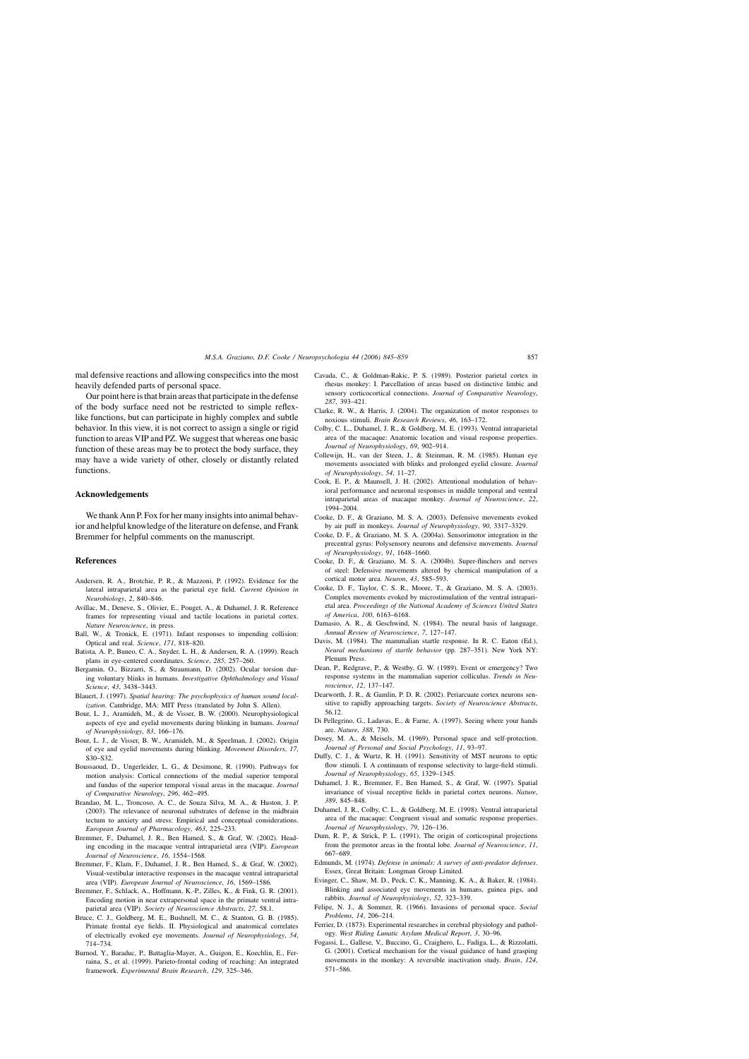mal defensive reactions and allowing conspecifics into the most heavily defended parts of personal space.

Our point here is that brain areas that participate in the defense of the body surface need not be restricted to simple reflex-like functions, but can participate in highly complex and subtle behavior. In this view, it is not correct to assign a single or rigid function to areas VIP and PZ. We suggest that whereas one basic function of these areas may be to protect the body surface, they may have a wide variety of other, closely or distantly related functions.

## Acknowledgements

We thank Ann P. Fox for her many insights into animal behavior and helpful knowledge of the literature on defense, and Frank Bremmer for helpful comments on the manuscript.

## References

Andersen, R. A., Brotchie, P. R., & Mazzoni, P. (1992). Evidence for the lateral intraparietal area as the parietal eye field. *Current Opinion in Neurobiology*, *2*, 840–846.

Avillac, M., Deneve, S., Olivier, E., Pouget, A., & Duhamel, J. R. Reference frames for representing visual and tactile locations in parietal cortex. *Nature Neuroscience*, in press.

Ball, W., & Tronick, E. (1971). Infant responses to impending collision: Optical and real. *Science*, *171*, 818–820.

Batista, A. P., Buneo, C. A., Snyder, L. H., & Andersen, R. A. (1999). Reach plans in eye-centered coordinates. *Science*, *285*, 257–260.

Bergamin, O., Bizzarri, S., & Straumann, D. (2002). Ocular torsion during voluntary blinks in humans. *Investigative Ophthalmology and Visual Science*, *43*, 3438–3443.

Blauert, J. (1997). *Spatial hearing: The psychophysics of human sound localization*. Cambridge, MA: MIT Press (translated by John S. Allen).

Bour, L. J., Aramideh, M., & de Visser, B. W. (2000). Neurophysiological aspects of eye and eyelid movements during blinking in humans. *Journal of Neurophysiology*, *83*, 166–176.

Bour, L. J., de Visser, B. W., Aramideh, M., & Speelman, J. (2002). Origin of eye and eyelid movements during blinking. *Movement Disorders*, *17*, S30–S32.

Boussaoud, D., Ungerleider, L. G., & Desimone, R. (1990). Pathways for motion analysis: Cortical connections of the medial superior temporal and fundus of the superior temporal visual areas in the macaque. *Journal of Comparative Neurology*, *296*, 462–495.

Brandao, M. L., Troncoso, A. C., de Souza Silva, M. A., & Huston, J. P. (2003). The relevance of neuronal substrates of defense in the midbrain tectum to anxiety and stress: Empirical and conceptual considerations. *European Journal of Pharmacology*, *463*, 225–233.

Bremmer, F., Duhamel, J. R., Ben Hamed, S., & Graf, W. (2002). Heading encoding in the macaque ventral intraparietal area (VIP). *European Journal of Neuroscience*, *16*, 1554–1568.

Bremmer, F., Klam, F., Duhamel, J. R., Ben Hamed, S., & Graf, W. (2002). Visual-vestibular interactive responses in the macaque ventral intraparietal area (VIP). *European Journal of Neuroscience*, *16*, 1569–1586.

Bremmer, F., Schlack, A., Hoffmann, K.-P., Zilles, K., & Fink, G. R. (2001). Encoding motion in near extrapersonal space in the primate ventral intraparietal area (VIP). *Society of Neuroscience Abstracts*, *27*, 58.1.

Bruce, C. J., Goldberg, M. E., Bushnell, M. C., & Stanton, G. B. (1985). Primate frontal eye fields. II. Physiological and anatomical correlates of electrically evoked eye movements. *Journal of Neurophysiology*, *54*, 714–734.

Burnod, Y., Baraduc, P., Battaglia-Mayer, A., Guigon, E., Koechlin, E., Ferraina, S., et al. (1999). Parieto-frontal coding of reaching: An integrated framework. *Experimental Brain Research*, *129*, 325–346.

Cavada, C., & Goldman-Rakic, P. S. (1989). Posterior parietal cortex in rhesus monkey: I. Parcellation of areas based on distinctive limbic and sensory corticocortical connections. *Journal of Comparative Neurology*, *287*, 393–421.

Clarke, R. W., & Harris, J. (2004). The organization of motor responses to noxious stimuli. *Brain Research Reviews*, *46*, 163–172.

Colby, C. L., Duhamel, J. R., & Goldberg, M. E. (1993). Ventral intraparietal area of the macaque: Anatomic location and visual response properties. *Journal of Neurophysiology*, *69*, 902–914.

Collewijn, H., van der Steen, J., & Steinman, R. M. (1985). Human eye movements associated with blinks and prolonged eyelid closure. *Journal of Neurophysiology*, *54*, 11–27.

Cook, E. P., & Maunsell, J. H. (2002). Attentional modulation of behavioral performance and neuronal responses in middle temporal and ventral intraparietal areas of macaque monkey. *Journal of Neuroscience*, *22*, 1994–2004.

Cooke, D. F., & Graziano, M. S. A. (2003). Defensive movements evoked by air puff in monkeys. *Journal of Neurophysiology*, *90*, 3317–3329.

Cooke, D. F., & Graziano, M. S. A. (2004a). Sensorimotor integration in the precentral gyrus: Polysensory neurons and defensive movements. *Journal of Neurophysiology*, *91*, 1648–1660.

Cooke, D. F., & Graziano, M. S. A. (2004b). Super-flinchers and nerves of steel: Defensive movements altered by chemical manipulation of a cortical motor area. *Neuron*, *43*, 585–593.

Cooke, D. F., Taylor, C. S. R., Moore, T., & Graziano, M. S. A. (2003). Complex movements evoked by microstimulation of the ventral intraparietal area. *Proceedings of the National Academy of Sciences United States of America*, *100*, 6163–6168.

Damasio, A. R., & Geschwind, N. (1984). The neural basis of language. *Annual Review of Neuroscience*, *7*, 127–147.

Davis, M. (1984). The mammalian startle response. In R. C. Eaton (Ed.), *Neural mechanisms of startle behavior* (pp. 287–351). New York NY: Plenum Press.

Dean, P., Redgrave, P., & Westby, G. W. (1989). Event or emergency? Two response systems in the mammalian superior colliculus. *Trends in Neuroscience*, *12*, 137–147.

Dearworth, J. R., & Gamlin, P. D. R. (2002). Periarcuate cortex neurons sensitive to rapidly approaching targets. *Society of Neuroscience Abstracts*, 56.12.

Di Pellegrino, G., Ladavas, E., & Farne, A. (1997). Seeing where your hands are. *Nature*, *388*, 730.

Dosey, M. A., & Meisels, M. (1969). Personal space and self-protection. *Journal of Personal and Social Psychology*, *11*, 93–97.

Duffy, C. J., & Wurtz, R. H. (1991). Sensitivity of MST neurons to optic flow stimuli. I. A continuum of response selectivity to large-field stimuli. *Journal of Neurophysiology*, *65*, 1329–1345.

Duhamel, J. R., Bremmer, F., Ben Hamed, S., & Graf, W. (1997). Spatial invariance of visual receptive fields in parietal cortex neurons. *Nature*, *389*, 845–848.

Duhamel, J. R., Colby, C. L., & Goldberg, M. E. (1998). Ventral intraparietal area of the macaque: Congruent visual and somatic response properties. *Journal of Neurophysiology*, *79*, 126–136.

Dum, R. P., & Strick, P. L. (1991). The origin of corticospinal projections from the premotor areas in the frontal lobe. *Journal of Neuroscience*, *11*, 667–689.

Edmunds, M. (1974). *Defense in animals: A survey of anti-predator defenses*. Essex, Great Britain: Longman Group Limited.

Evinger, C., Shaw, M. D., Peck, C. K., Manning, K. A., & Baker, R. (1984). Blinking and associated eye movements in humans, guinea pigs, and rabbits. *Journal of Neurophysiology*, *52*, 323–339.

Felipe, N. J., & Sommer, R. (1966). Invasions of personal space. *Social Problems*, *14*, 206–214.

Ferrier, D. (1873). Experimental researches in cerebral physiology and pathology. *West Riding Lunatic Asylum Medical Report*, *3*, 30–96.

Fogassi, L., Gallese, V., Buccino, G., Craighero, L., Fadiga, L., & Rizzolatti, G. (2001). Cortical mechanism for the visual guidance of hand grasping movements in the monkey: A reversible inactivation study. *Brain*, *124*, 571–586.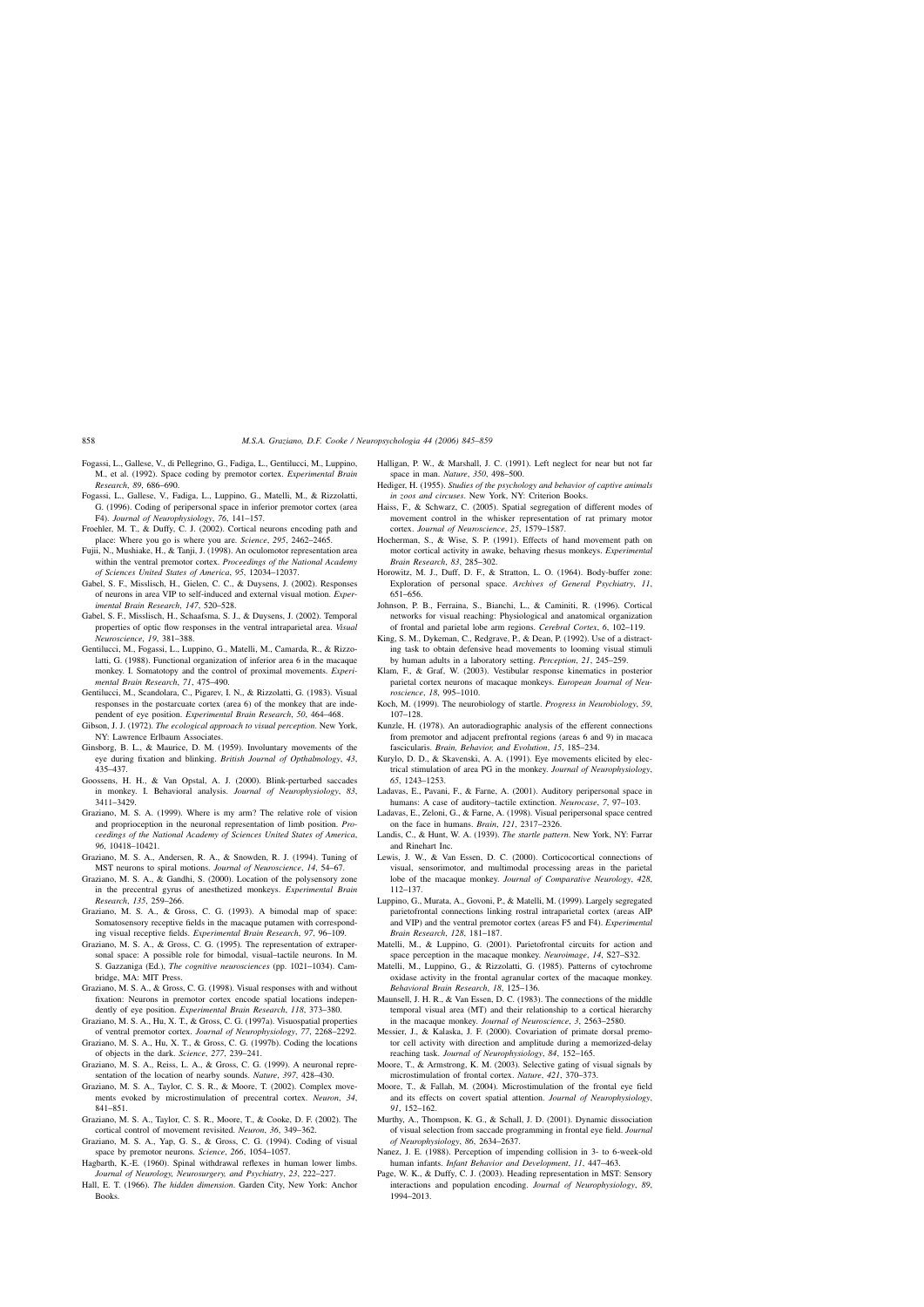Fogassi, L., Gallese, V., di Pellegrino, G., Fadiga, L., Gentilucci, M., Luppino, M., et al. (1992). Space coding by premotor cortex. *Experimental Brain Research*, *89*, 686–690.

Fogassi, L., Gallese, V., Fadiga, L., Luppino, G., Matelli, M., & Rizzolatti, G. (1996). Coding of peripersonal space in inferior premotor cortex (area F4). *Journal of Neurophysiology*, *76*, 141–157.

Froehler, M. T., & Duffy, C. J. (2002). Cortical neurons encoding path and place: Where you go is where you are. *Science*, *295*, 2462–2465.

Fujii, N., Mushiake, H., & Tanji, J. (1998). An oculomotor representation area within the ventral premotor cortex. *Proceedings of the National Academy of Sciences United States of America*, *95*, 12034–12037.

Gabel, S. F., Misslisch, H., Gielen, C. C., & Duysens, J. (2002). Responses of neurons in area VIP to self-induced and external visual motion. *Experimental Brain Research*, *147*, 520–528.

Gabel, S. F., Misslisch, H., Schaafsma, S. J., & Duysens, J. (2002). Temporal properties of optic flow responses in the ventral intraparietal area. *Visual Neuroscience*, *19*, 381–388.

Gentilucci, M., Fogassi, L., Luppino, G., Matelli, M., Camarda, R., & Rizzolatti, G. (1988). Functional organization of inferior area 6 in the macaque monkey. I. Somatotopy and the control of proximal movements. *Experimental Brain Research*, *71*, 475–490.

Gentilucci, M., Scandolara, C., Pigarev, I. N., & Rizzolatti, G. (1983). Visual responses in the postarcuate cortex (area 6) of the monkey that are independent of eye position. *Experimental Brain Research*, *50*, 464–468.

Gibson, J. J. (1972). *The ecological approach to visual perception*. New York, NY: Lawrence Erlbaum Associates.

Ginsborg, B. L., & Maurice, D. M. (1959). Involuntary movements of the eye during fixation and blinking. *British Journal of Opthalmology*, *43*, 435–437.

Goossens, H. H., & Van Opstal, A. J. (2000). Blink-perturbed saccades in monkey. I. Behavioral analysis. *Journal of Neurophysiology*, *83*, 3411–3429.

Graziano, M. S. A. (1999). Where is my arm? The relative role of vision and proprioception in the neuronal representation of limb position. *Proceedings of the National Academy of Sciences United States of America*, *96*, 10418–10421.

Graziano, M. S. A., Andersen, R. A., & Snowden, R. J. (1994). Tuning of MST neurons to spiral motions. *Journal of Neuroscience*, *14*, 54–67.

Graziano, M. S. A., & Gandhi, S. (2000). Location of the polysensory zone in the precentral gyrus of anesthetized monkeys. *Experimental Brain Research*, *135*, 259–266.

Graziano, M. S. A., & Gross, C. G. (1993). A bimodal map of space: Somatosensory receptive fields in the macaque putamen with corresponding visual receptive fields. *Experimental Brain Research*, *97*, 96–109.

Graziano, M. S. A., & Gross, C. G. (1995). The representation of extrapersonal space: A possible role for bimodal, visual–tactile neurons. In M. S. Gazzaniga (Ed.), *The cognitive neurosciences* (pp. 1021–1034). Cambridge, MA: MIT Press.

Graziano, M. S. A., & Gross, C. G. (1998). Visual responses with and without fixation: Neurons in premotor cortex encode spatial locations independently of eye position. *Experimental Brain Research*, *118*, 373–380.

Graziano, M. S. A., Hu, X. T., & Gross, C. G. (1997a). Visuospatial properties of ventral premotor cortex. *Journal of Neurophysiology*, *77*, 2268–2292.

Graziano, M. S. A., Hu, X. T., & Gross, C. G. (1997b). Coding the locations of objects in the dark. *Science*, *277*, 239–241.

Graziano, M. S. A., Reiss, L. A., & Gross, C. G. (1999). A neuronal representation of the location of nearby sounds. *Nature*, *397*, 428–430.

Graziano, M. S. A., Taylor, C. S. R., & Moore, T. (2002). Complex movements evoked by microstimulation of precentral cortex. *Neuron*, *34*, 841–851.

Graziano, M. S. A., Taylor, C. S. R., Moore, T., & Cooke, D. F. (2002). The cortical control of movement revisited. *Neuron*, *36*, 349–362.

Graziano, M. S. A., Yap, G. S., & Gross, C. G. (1994). Coding of visual space by premotor neurons. *Science*, *266*, 1054–1057.

Hagbarth, K.-E. (1960). Spinal withdrawal reflexes in human lower limbs. *Journal of Neurology, Neurosurgery, and Psychiatry*, *23*, 222–227.

Hall, E. T. (1966). *The hidden dimension*. Garden City, New York: Anchor Books.

Halligan, P. W., & Marshall, J. C. (1991). Left neglect for near but not far space in man. *Nature*, *350*, 498–500.

Hediger, H. (1955). *Studies of the psychology and behavior of captive animals in zoos and circuses*. New York, NY: Criterion Books.

Haiss, F., & Schwarz, C. (2005). Spatial segregation of different modes of movement control in the whisker representation of rat primary motor cortex. *Journal of Neuroscience*, *25*, 1579–1587.

Hocherman, S., & Wise, S. P. (1991). Effects of hand movement path on motor cortical activity in awake, behaving rhesus monkeys. *Experimental Brain Research*, *83*, 285–302.

Horowitz, M. J., Duff, D. F., & Stratton, L. O. (1964). Body-buffer zone: Exploration of personal space. *Archives of General Psychiatry*, *11*, 651–656.

Johnson, P. B., Ferraina, S., Bianchi, L., & Caminiti, R. (1996). Cortical networks for visual reaching: Physiological and anatomical organization of frontal and parietal lobe arm regions. *Cerebral Cortex*, *6*, 102–119.

King, S. M., Dykeman, C., Redgrave, P., & Dean, P. (1992). Use of a distracting task to obtain defensive head movements to looming visual stimuli by human adults in a laboratory setting. *Perception*, *21*, 245–259.

Klam, F., & Graf, W. (2003). Vestibular response kinematics in posterior parietal cortex neurons of macaque monkeys. *European Journal of Neuroscience*, *18*, 995–1010.

Koch, M. (1999). The neurobiology of startle. *Progress in Neurobiology*, *59*, 107–128.

Kunzle, H. (1978). An autoradiographic analysis of the efferent connections from premotor and adjacent prefrontal regions (areas 6 and 9) in macaca fascicularis. *Brain, Behavior, and Evolution*, *15*, 185–234.

Kurylo, D. D., & Skavenski, A. A. (1991). Eye movements elicited by electrical stimulation of area PG in the monkey. *Journal of Neurophysiology*, *65*, 1243–1253.

Ladavas, E., Pavani, F., & Farne, A. (2001). Auditory peripersonal space in humans: A case of auditory–tactile extinction. *Neurocase*, *7*, 97–103.

Ladavas, E., Zeloni, G., & Farne, A. (1998). Visual peripersonal space centred on the face in humans. *Brain*, *121*, 2317–2326.

Landis, C., & Hunt, W. A. (1939). *The startle pattern*. New York, NY: Farrar and Rinehart Inc.

Lewis, J. W., & Van Essen, D. C. (2000). Corticocortical connections of visual, sensorimotor, and multimodal processing areas in the parietal lobe of the macaque monkey. *Journal of Comparative Neurology*, *428*, 112–137.

Luppino, G., Murata, A., Govoni, P., & Matelli, M. (1999). Largely segregated parietofrontal connections linking rostral intraparietal cortex (areas AIP and VIP) and the ventral premotor cortex (areas F5 and F4). *Experimental Brain Research*, *128*, 181–187.

Matelli, M., & Luppino, G. (2001). Parietofrontal circuits for action and space perception in the macaque monkey. *Neuroimage*, *14*, S27–S32.

Matelli, M., Luppino, G., & Rizzolatti, G. (1985). Patterns of cytochrome oxidase activity in the frontal agranular cortex of the macaque monkey. *Behavioral Brain Research*, *18*, 125–136.

Maunsell, J. H. R., & Van Essen, D. C. (1983). The connections of the middle temporal visual area (MT) and their relationship to a cortical hierarchy in the macaque monkey. *Journal of Neuroscience*, *3*, 2563–2580.

Messier, J., & Kalaska, J. F. (2000). Covariation of primate dorsal premotor cell activity with direction and amplitude during a memorized-delay reaching task. *Journal of Neurophysiology*, *84*, 152–165.

Moore, T., & Armstrong, K. M. (2003). Selective gating of visual signals by microstimulation of frontal cortex. *Nature*, *421*, 370–373.

Moore, T., & Fallah, M. (2004). Microstimulation of the frontal eye field and its effects on covert spatial attention. *Journal of Neurophysiology*, *91*, 152–162.

Murthy, A., Thompson, K. G., & Schall, J. D. (2001). Dynamic dissociation of visual selection from saccade programming in frontal eye field. *Journal of Neurophysiology*, *86*, 2634–2637.

Nanez, J. E. (1988). Perception of impending collision in 3- to 6-week-old human infants. *Infant Behavior and Development*, *11*, 447–463.

Page, W. K., & Duffy, C. J. (2003). Heading representation in MST: Sensory interactions and population encoding. *Journal of Neurophysiology*, *89*, 1994–2013.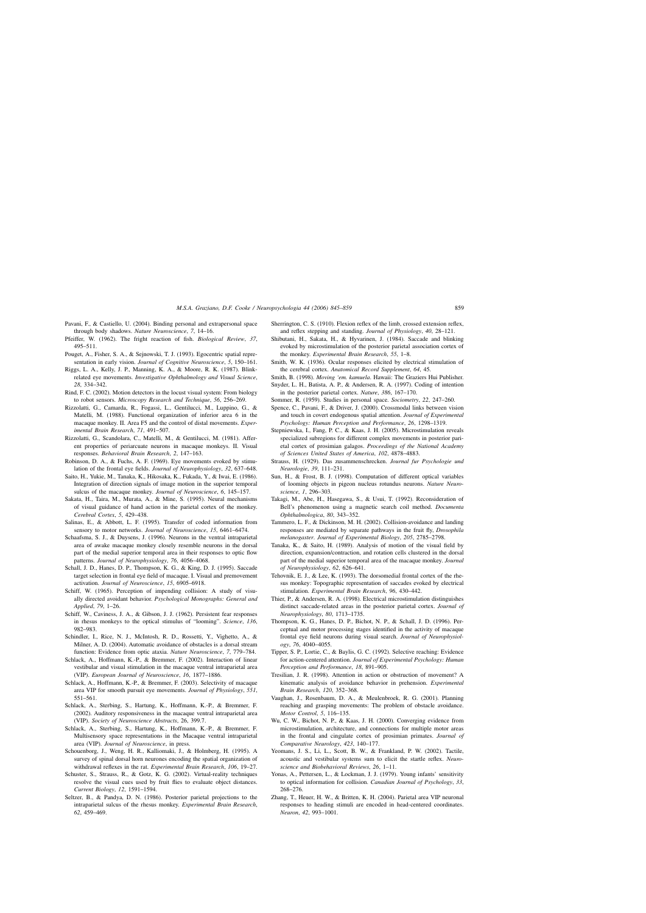Pavani, F., & Castiello, U. (2004). Binding personal and extrapersonal space through body shadows. *Nature Neuroscience*, *7*, 14–16.

Pfeiffer, W. (1962). The fright reaction of fish. *Biological Review*, *37*, 495–511.

Pouget, A., Fisher, S. A., & Sejnowski, T. J. (1993). Egocentric spatial representation in early vision. *Journal of Cognitive Neuroscience*, *5*, 150–161.

Riggs, L. A., Kelly, J. P., Manning, K. A., & Moore, R. K. (1987). Blink-related eye movements. *Investigative Ophthalmology and Visual Science*, *28*, 334–342.

Rind, F. C. (2002). Motion detectors in the locust visual system: From biology to robot sensors. *Microscopy Research and Technique*, *56*, 256–269.

Rizzolatti, G., Camarda, R., Fogassi, L., Gentilucci, M., Luppino, G., & Matelli, M. (1988). Functional organization of inferior area 6 in the macaque monkey. II. Area F5 and the control of distal movements. *Experimental Brain Research*, *71*, 491–507.

Rizzolatti, G., Scandolara, C., Matelli, M., & Gentilucci, M. (1981). Afferent properties of periarcuate neurons in macaque monkeys. II. Visual responses. *Behavioral Brain Research*, *2*, 147–163.

Robinson, D. A., & Fuchs, A. F. (1969). Eye movements evoked by stimulation of the frontal eye fields. *Journal of Neurophysiology*, *32*, 637–648.

Saito, H., Yukie, M., Tanaka, K., Hikosaka, K., Fukada, Y., & Iwai, E. (1986). Integration of direction signals of image motion in the superior temporal sulcus of the macaque monkey. *Journal of Neuroscience*, *6*, 145–157.

Sakata, H., Taira, M., Murata, A., & Mine, S. (1995). Neural mechanisms of visual guidance of hand action in the parietal cortex of the monkey. *Cerebral Cortex*, *5*, 429–438.

Salinas, E., & Abbott, L. F. (1995). Transfer of coded information from sensory to motor networks. *Journal of Neuroscience*, *15*, 6461–6474.

Schaafsma, S. J., & Duysens, J. (1996). Neurons in the ventral intraparietal area of awake macaque monkey closely resemble neurons in the dorsal part of the medial superior temporal area in their responses to optic flow patterns. *Journal of Neurophysiology*, *76*, 4056–4068.

Schall, J. D., Hanes, D. P., Thompson, K. G., & King, D. J. (1995). Saccade target selection in frontal eye field of macaque. I. Visual and premovement activation. *Journal of Neuroscience*, *15*, 6905–6918.

Schiff, W. (1965). Perception of impending collision: A study of visually directed avoidant behavior. *Psychological Monographs: General and Applied*, *79*, 1–26.

Schiff, W., Caviness, J. A., & Gibson, J. J. (1962). Persistent fear responses in rhesus monkeys to the optical stimulus of "looming". *Science*, *136*, 982–983.

Schindler, I., Rice, N. J., McIntosh, R. D., Rossetti, Y., Vighetto, A., & Milner, A. D. (2004). Automatic avoidance of obstacles is a dorsal stream function: Evidence from optic ataxia. *Nature Neuroscience*, *7*, 779–784.

Schlack, A., Hoffmann, K.-P., & Bremmer, F. (2002). Interaction of linear vestibular and visual stimulation in the macaque ventral intraparietal area (VIP). *European Journal of Neuroscience*, *16*, 1877–1886.

Schlack, A., Hoffmann, K.-P., & Bremmer, F. (2003). Selectivity of macaque area VIP for smooth pursuit eye movements. *Journal of Physiology*, *551*, 551–561.

Schlack, A., Sterbing, S., Hartung, K., Hoffmann, K.-P., & Bremmer, F. (2002). Auditory responsiveness in the macaque ventral intraparietal area (VIP). *Society of Neuroscience Abstracts*, 26, 399.7.

Schlack, A., Sterbing, S., Hartung, K., Hoffmann, K.-P., & Bremmer, F. Multisensory space representations in the Macaque ventral intraparietal area (VIP). *Journal of Neuroscience*, in press.

Schouenborg, J., Weng, H. R., Kalliomaki, J., & Holmberg, H. (1995). A survey of spinal dorsal horn neurones encoding the spatial organization of withdrawal reflexes in the rat. *Experimental Brain Research*, *106*, 19–27.

Schuster, S., Strauss, R., & Gotz, K. G. (2002). Virtual-reality techniques resolve the visual cues used by fruit flies to evaluate object distances. *Current Biology*, *12*, 1591–1594.

Seltzer, B., & Pandya, D. N. (1986). Posterior parietal projections to the intraparietal sulcus of the rhesus monkey. *Experimental Brain Research*, *62*, 459–469.

Sherrington, C. S. (1910). Flexion reflex of the limb, crossed extension reflex, and reflex stepping and standing. *Journal of Physiology*, *40*, 28–121.

Shibutani, H., Sakata, H., & Hyvarinen, J. (1984). Saccade and blinking evoked by microstimulation of the posterior parietal association cortex of the monkey. *Experimental Brain Research*, *55*, 1–8.

Smith, W. K. (1936). Ocular responses elicited by electrical stimulation of the cerebral cortex. *Anatomical Record Supplement*, *64*, 45.

Smith, B. (1998). *Moving 'em. kamuela*. Hawaii: The Graziers Hui Publisher.

Snyder, L. H., Batista, A. P., & Andersen, R. A. (1997). Coding of intention in the posterior parietal cortex. *Nature*, *386*, 167–170.

Sommer, R. (1959). Studies in personal space. *Sociometry*, *22*, 247–260.

Spence, C., Pavani, F., & Driver, J. (2000). Crossmodal links between vision and touch in covert endogenous spatial attention. *Journal of Experimental Psychology: Human Perception and Performance*, *26*, 1298–1319.

Stepniewska, I., Fang, P. C., & Kaas, J. H. (2005). Microstimulation reveals specialized subregions for different complex movements in posterior parietal cortex of prosimian galagos. *Proceedings of the National Academy of Sciences United States of America*, *102*, 4878–4883.

Strauss, H. (1929). Das zusammenschrecken. *Journal fur Psychologie und Neurologie*, *39*, 111–231.

Sun, H., & Frost, B. J. (1998). Computation of different optical variables of looming objects in pigeon nucleus rotundus neurons. *Nature Neuroscience*, *1*, 296–303.

Takagi, M., Abe, H., Hasegawa, S., & Usui, T. (1992). Reconsideration of Bell's phenomenon using a magnetic search coil method. *Documenta Ophthalmologica*, *80*, 343–352.

Tammero, L. F., & Dickinson, M. H. (2002). Collision-avoidance and landing responses are mediated by separate pathways in the fruit fly, *Drosophila melanogaster*. *Journal of Experimental Biology*, *205*, 2785–2798.

Tanaka, K., & Saito, H. (1989). Analysis of motion of the visual field by direction, expansion/contraction, and rotation cells clustered in the dorsal part of the medial superior temporal area of the macaque monkey. *Journal of Neurophysiology*, *62*, 626–641.

Tehovnik, E. J., & Lee, K. (1993). The dorsomedial frontal cortex of the rhesus monkey: Topographic representation of saccades evoked by electrical stimulation. *Experimental Brain Research*, *96*, 430–442.

Thier, P., & Andersen, R. A. (1998). Electrical microstimulation distinguishes distinct saccade-related areas in the posterior parietal cortex. *Journal of Neurophysiology*, *80*, 1713–1735.

Thompson, K. G., Hanes, D. P., Bichot, N. P., & Schall, J. D. (1996). Perceptual and motor processing stages identified in the activity of macaque frontal eye field neurons during visual search. *Journal of Neurophysiology*, *76*, 4040–4055.

Tipper, S. P., Lortie, C., & Baylis, G. C. (1992). Selective reaching: Evidence for action-centered attention. *Journal of Experimental Psychology: Human Perception and Performance*, *18*, 891–905.

Tresilian, J. R. (1998). Attention in action or obstruction of movement? A kinematic analysis of avoidance behavior in prehension. *Experimental Brain Research*, *120*, 352–368.

Vaughan, J., Rosenbaum, D. A., & Meulenbroek, R. G. (2001). Planning reaching and grasping movements: The problem of obstacle avoidance. *Motor Control*, *5*, 116–135.

Wu, C. W., Bichot, N. P., & Kaas, J. H. (2000). Converging evidence from microstimulation, architecture, and connections for multiple motor areas in the frontal and cingulate cortex of prosimian primates. *Journal of Comparative Neurology*, *423*, 140–177.

Yeomans, J. S., Li, L., Scott, B. W., & Frankland, P. W. (2002). Tactile, acoustic and vestibular systems sum to elicit the startle reflex. *Neuroscience and Biobehavioral Reviews*, *26*, 1–11.

Yonas, A., Pettersen, L., & Lockman, J. J. (1979). Young infants' sensitivity to optical information for collision. *Canadian Journal of Psychology*, *33*, 268–276.

Zhang, T., Heuer, H. W., & Britten, K. H. (2004). Parietal area VIP neuronal responses to heading stimuli are encoded in head-centered coordinates. *Neuron*, *42*, 993–1001.